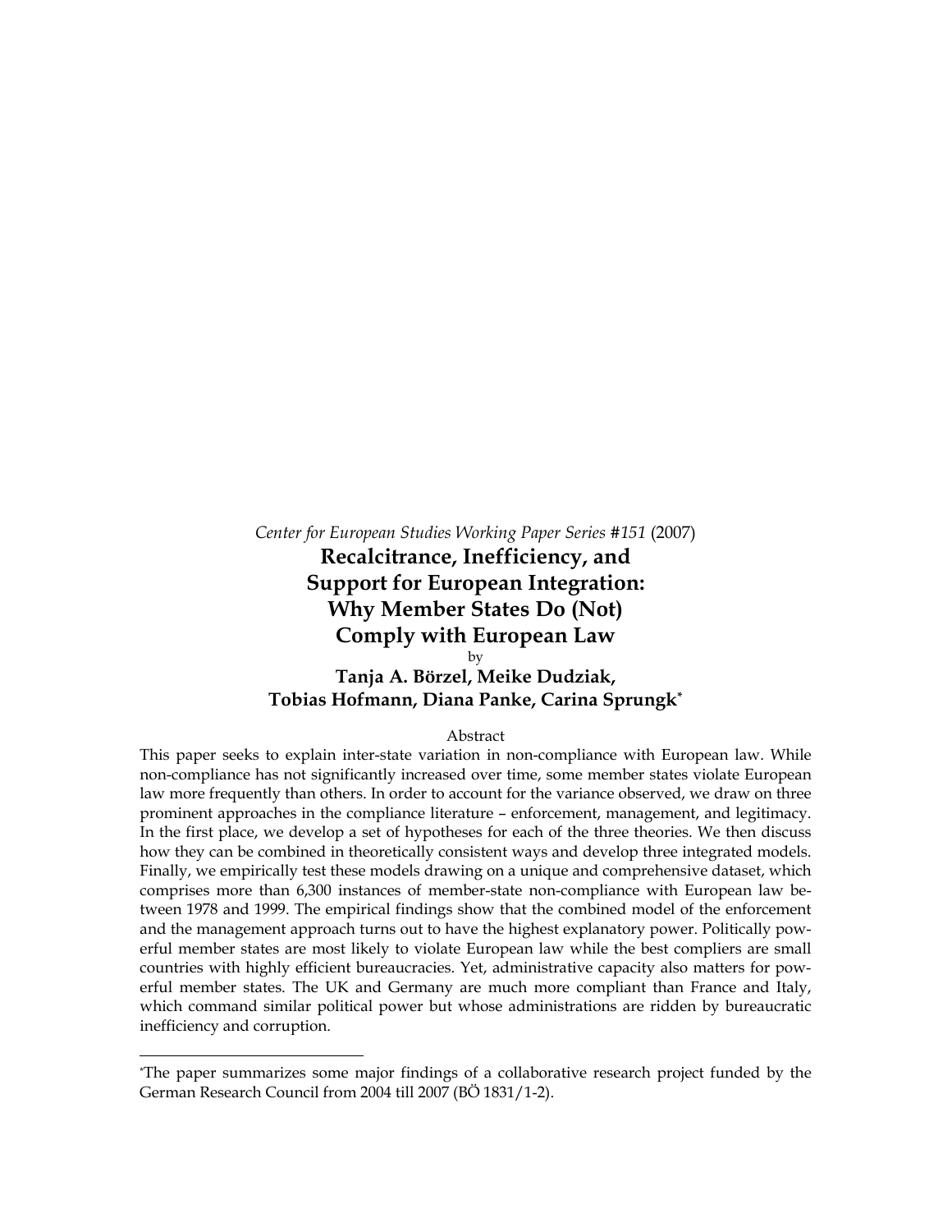*Center for European Studies Working Paper Series #151* (2007)

# Recalcitrance, Inefficiency, and Support for European Integration: Why Member States Do (Not) Comply with European Law

by

**Tanja A. Börzel, Meike Dudziak, Tobias Hofmann, Diana Panke, Carina Sprungk**[*]

Abstract

This paper seeks to explain inter-state variation in non-compliance with European law. While non-compliance has not significantly increased over time, some member states violate European law more frequently than others. In order to account for the variance observed, we draw on three prominent approaches in the compliance literature – enforcement, management, and legitimacy. In the first place, we develop a set of hypotheses for each of the three theories. We then discuss how they can be combined in theoretically consistent ways and develop three integrated models. Finally, we empirically test these models drawing on a unique and comprehensive dataset, which comprises more than 6,300 instances of member-state non-compliance with European law between 1978 and 1999. The empirical findings show that the combined model of the enforcement and the management approach turns out to have the highest explanatory power. Politically powerful member states are most likely to violate European law while the best compliers are small countries with highly efficient bureaucracies. Yet, administrative capacity also matters for powerful member states. The UK and Germany are much more compliant than France and Italy, which command similar political power but whose administrations are ridden by bureaucratic inefficiency and corruption.

---

[*]The paper summarizes some major findings of a collaborative research project funded by the German Research Council from 2004 till 2007 (BÖ 1831/1-2).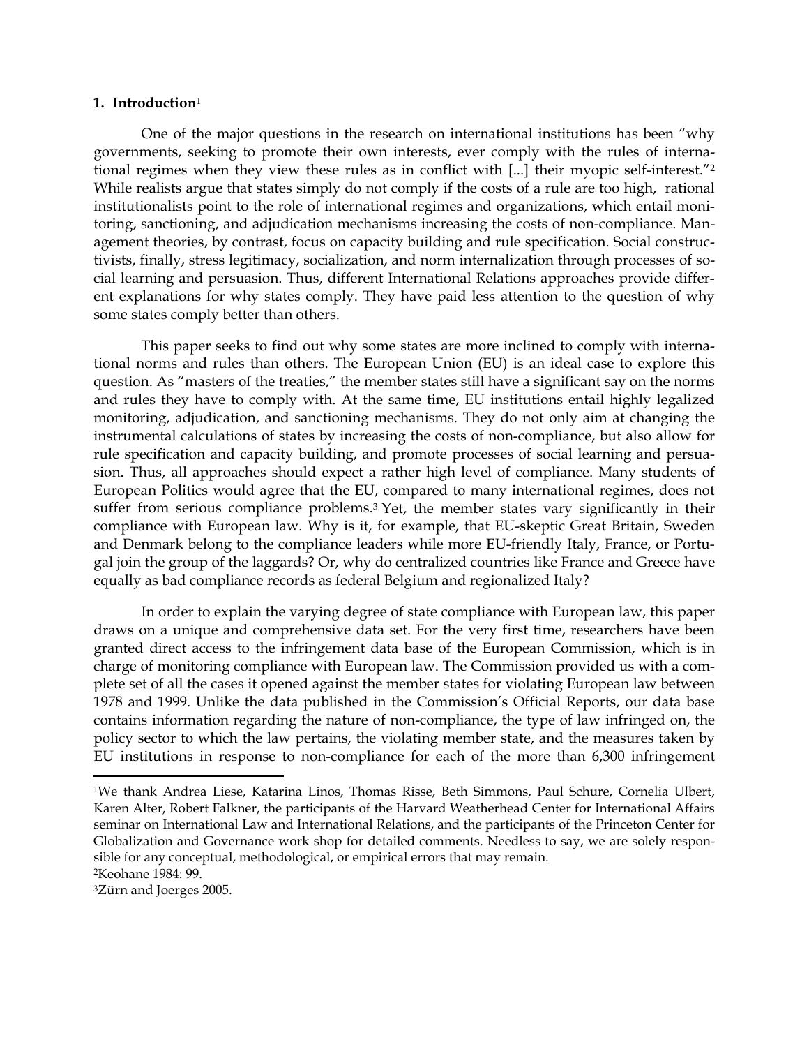## 1. Introduction[1]

One of the major questions in the research on international institutions has been "why governments, seeking to promote their own interests, ever comply with the rules of international regimes when they view these rules as in conflict with [...] their myopic self-interest."[2] While realists argue that states simply do not comply if the costs of a rule are too high, rational institutionalists point to the role of international regimes and organizations, which entail monitoring, sanctioning, and adjudication mechanisms increasing the costs of non-compliance. Management theories, by contrast, focus on capacity building and rule specification. Social constructivists, finally, stress legitimacy, socialization, and norm internalization through processes of social learning and persuasion. Thus, different International Relations approaches provide different explanations for why states comply. They have paid less attention to the question of why some states comply better than others.

This paper seeks to find out why some states are more inclined to comply with international norms and rules than others. The European Union (EU) is an ideal case to explore this question. As "masters of the treaties," the member states still have a significant say on the norms and rules they have to comply with. At the same time, EU institutions entail highly legalized monitoring, adjudication, and sanctioning mechanisms. They do not only aim at changing the instrumental calculations of states by increasing the costs of non-compliance, but also allow for rule specification and capacity building, and promote processes of social learning and persuasion. Thus, all approaches should expect a rather high level of compliance. Many students of European Politics would agree that the EU, compared to many international regimes, does not suffer from serious compliance problems.[3] Yet, the member states vary significantly in their compliance with European law. Why is it, for example, that EU-skeptic Great Britain, Sweden and Denmark belong to the compliance leaders while more EU-friendly Italy, France, or Portugal join the group of the laggards? Or, why do centralized countries like France and Greece have equally as bad compliance records as federal Belgium and regionalized Italy?

In order to explain the varying degree of state compliance with European law, this paper draws on a unique and comprehensive data set. For the very first time, researchers have been granted direct access to the infringement data base of the European Commission, which is in charge of monitoring compliance with European law. The Commission provided us with a complete set of all the cases it opened against the member states for violating European law between 1978 and 1999. Unlike the data published in the Commission's Official Reports, our data base contains information regarding the nature of non-compliance, the type of law infringed on, the policy sector to which the law pertains, the violating member state, and the measures taken by EU institutions in response to non-compliance for each of the more than 6,300 infringement

---

[1]We thank Andrea Liese, Katarina Linos, Thomas Risse, Beth Simmons, Paul Schure, Cornelia Ulbert, Karen Alter, Robert Falkner, the participants of the Harvard Weatherhead Center for International Affairs seminar on International Law and International Relations, and the participants of the Princeton Center for Globalization and Governance work shop for detailed comments. Needless to say, we are solely responsible for any conceptual, methodological, or empirical errors that may remain.

[2]Keohane 1984: 99.

[3]Zürn and Joerges 2005.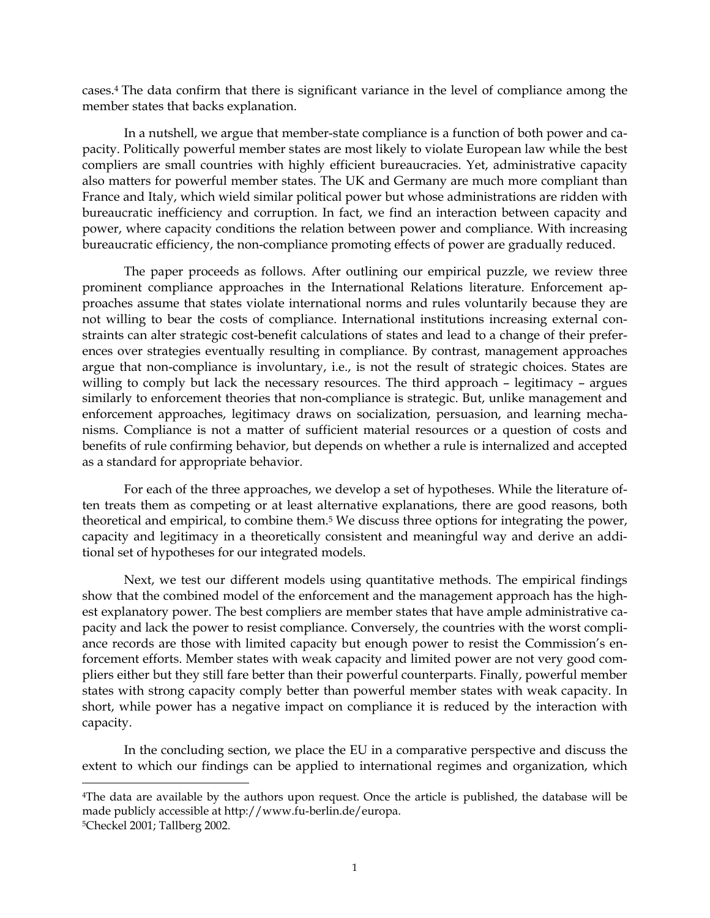cases.[4] The data confirm that there is significant variance in the level of compliance among the member states that backs explanation.

In a nutshell, we argue that member-state compliance is a function of both power and capacity. Politically powerful member states are most likely to violate European law while the best compliers are small countries with highly efficient bureaucracies. Yet, administrative capacity also matters for powerful member states. The UK and Germany are much more compliant than France and Italy, which wield similar political power but whose administrations are ridden with bureaucratic inefficiency and corruption. In fact, we find an interaction between capacity and power, where capacity conditions the relation between power and compliance. With increasing bureaucratic efficiency, the non-compliance promoting effects of power are gradually reduced.

The paper proceeds as follows. After outlining our empirical puzzle, we review three prominent compliance approaches in the International Relations literature. Enforcement approaches assume that states violate international norms and rules voluntarily because they are not willing to bear the costs of compliance. International institutions increasing external constraints can alter strategic cost-benefit calculations of states and lead to a change of their preferences over strategies eventually resulting in compliance. By contrast, management approaches argue that non-compliance is involuntary, i.e., is not the result of strategic choices. States are willing to comply but lack the necessary resources. The third approach – legitimacy – argues similarly to enforcement theories that non-compliance is strategic. But, unlike management and enforcement approaches, legitimacy draws on socialization, persuasion, and learning mechanisms. Compliance is not a matter of sufficient material resources or a question of costs and benefits of rule confirming behavior, but depends on whether a rule is internalized and accepted as a standard for appropriate behavior.

For each of the three approaches, we develop a set of hypotheses. While the literature often treats them as competing or at least alternative explanations, there are good reasons, both theoretical and empirical, to combine them.[5] We discuss three options for integrating the power, capacity and legitimacy in a theoretically consistent and meaningful way and derive an additional set of hypotheses for our integrated models.

Next, we test our different models using quantitative methods. The empirical findings show that the combined model of the enforcement and the management approach has the highest explanatory power. The best compliers are member states that have ample administrative capacity and lack the power to resist compliance. Conversely, the countries with the worst compliance records are those with limited capacity but enough power to resist the Commission's enforcement efforts. Member states with weak capacity and limited power are not very good compliers either but they still fare better than their powerful counterparts. Finally, powerful member states with strong capacity comply better than powerful member states with weak capacity. In short, while power has a negative impact on compliance it is reduced by the interaction with capacity.

In the concluding section, we place the EU in a comparative perspective and discuss the extent to which our findings can be applied to international regimes and organization, which

---

[4] The data are available by the authors upon request. Once the article is published, the database will be made publicly accessible at http://www.fu-berlin.de/europa.

[5] Checkel 2001; Tallberg 2002.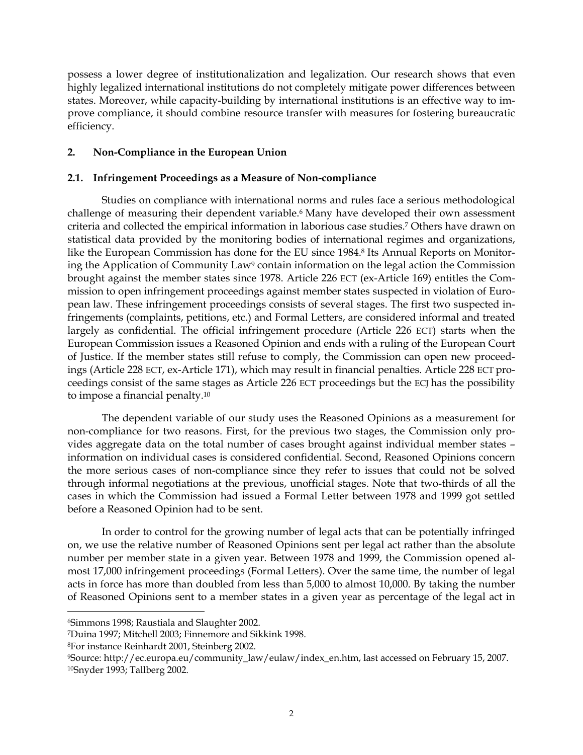possess a lower degree of institutionalization and legalization. Our research shows that even highly legalized international institutions do not completely mitigate power differences between states. Moreover, while capacity-building by international institutions is an effective way to improve compliance, it should combine resource transfer with measures for fostering bureaucratic efficiency.

## 2. Non-Compliance in the European Union

### 2.1. Infringement Proceedings as a Measure of Non-compliance

Studies on compliance with international norms and rules face a serious methodological challenge of measuring their dependent variable.[6] Many have developed their own assessment criteria and collected the empirical information in laborious case studies.[7] Others have drawn on statistical data provided by the monitoring bodies of international regimes and organizations, like the European Commission has done for the EU since 1984.[8] Its Annual Reports on Monitoring the Application of Community Law[9] contain information on the legal action the Commission brought against the member states since 1978. Article 226 ECT (ex-Article 169) entitles the Commission to open infringement proceedings against member states suspected in violation of European law. These infringement proceedings consists of several stages. The first two suspected infringements (complaints, petitions, etc.) and Formal Letters, are considered informal and treated largely as confidential. The official infringement procedure (Article 226 ECT) starts when the European Commission issues a Reasoned Opinion and ends with a ruling of the European Court of Justice. If the member states still refuse to comply, the Commission can open new proceedings (Article 228 ECT, ex-Article 171), which may result in financial penalties. Article 228 ECT proceedings consist of the same stages as Article 226 ECT proceedings but the ECJ has the possibility to impose a financial penalty.[10]

The dependent variable of our study uses the Reasoned Opinions as a measurement for non-compliance for two reasons. First, for the previous two stages, the Commission only provides aggregate data on the total number of cases brought against individual member states – information on individual cases is considered confidential. Second, Reasoned Opinions concern the more serious cases of non-compliance since they refer to issues that could not be solved through informal negotiations at the previous, unofficial stages. Note that two-thirds of all the cases in which the Commission had issued a Formal Letter between 1978 and 1999 got settled before a Reasoned Opinion had to be sent.

In order to control for the growing number of legal acts that can be potentially infringed on, we use the relative number of Reasoned Opinions sent per legal act rather than the absolute number per member state in a given year. Between 1978 and 1999, the Commission opened almost 17,000 infringement proceedings (Formal Letters). Over the same time, the number of legal acts in force has more than doubled from less than 5,000 to almost 10,000. By taking the number of Reasoned Opinions sent to a member states in a given year as percentage of the legal act in

---

[6] Simmons 1998; Raustiala and Slaughter 2002.

[7] Duina 1997; Mitchell 2003; Finnemore and Sikkink 1998.

[8] For instance Reinhardt 2001, Steinberg 2002.

[9] Source: http://ec.europa.eu/community_law/eulaw/index_en.htm, last accessed on February 15, 2007.

[10] Snyder 1993; Tallberg 2002.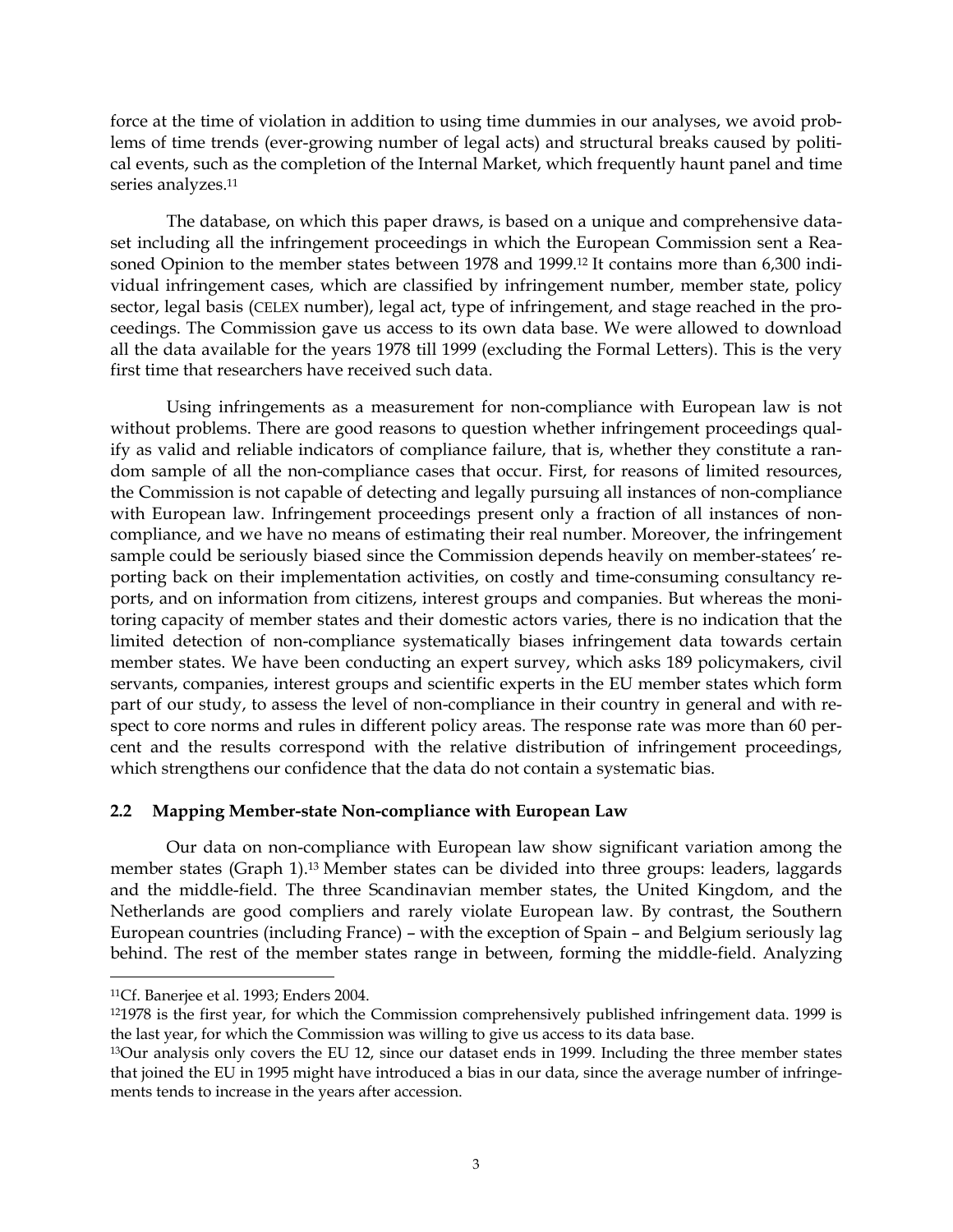force at the time of violation in addition to using time dummies in our analyses, we avoid problems of time trends (ever-growing number of legal acts) and structural breaks caused by political events, such as the completion of the Internal Market, which frequently haunt panel and time series analyzes.[11]

The database, on which this paper draws, is based on a unique and comprehensive dataset including all the infringement proceedings in which the European Commission sent a Reasoned Opinion to the member states between 1978 and 1999.[12] It contains more than 6,300 individual infringement cases, which are classified by infringement number, member state, policy sector, legal basis (CELEX number), legal act, type of infringement, and stage reached in the proceedings. The Commission gave us access to its own data base. We were allowed to download all the data available for the years 1978 till 1999 (excluding the Formal Letters). This is the very first time that researchers have received such data.

Using infringements as a measurement for non-compliance with European law is not without problems. There are good reasons to question whether infringement proceedings qualify as valid and reliable indicators of compliance failure, that is, whether they constitute a random sample of all the non-compliance cases that occur. First, for reasons of limited resources, the Commission is not capable of detecting and legally pursuing all instances of non-compliance with European law. Infringement proceedings present only a fraction of all instances of non-compliance, and we have no means of estimating their real number. Moreover, the infringement sample could be seriously biased since the Commission depends heavily on member-statees' reporting back on their implementation activities, on costly and time-consuming consultancy reports, and on information from citizens, interest groups and companies. But whereas the monitoring capacity of member states and their domestic actors varies, there is no indication that the limited detection of non-compliance systematically biases infringement data towards certain member states. We have been conducting an expert survey, which asks 189 policymakers, civil servants, companies, interest groups and scientific experts in the EU member states which form part of our study, to assess the level of non-compliance in their country in general and with respect to core norms and rules in different policy areas. The response rate was more than 60 percent and the results correspond with the relative distribution of infringement proceedings, which strengthens our confidence that the data do not contain a systematic bias.

### 2.2 Mapping Member-state Non-compliance with European Law

Our data on non-compliance with European law show significant variation among the member states (Graph 1).[13] Member states can be divided into three groups: leaders, laggards and the middle-field. The three Scandinavian member states, the United Kingdom, and the Netherlands are good compliers and rarely violate European law. By contrast, the Southern European countries (including France) – with the exception of Spain – and Belgium seriously lag behind. The rest of the member states range in between, forming the middle-field. Analyzing

---

[11] Cf. Banerjee et al. 1993; Enders 2004.

[12] 1978 is the first year, for which the Commission comprehensively published infringement data. 1999 is the last year, for which the Commission was willing to give us access to its data base.

[13] Our analysis only covers the EU 12, since our dataset ends in 1999. Including the three member states that joined the EU in 1995 might have introduced a bias in our data, since the average number of infringements tends to increase in the years after accession.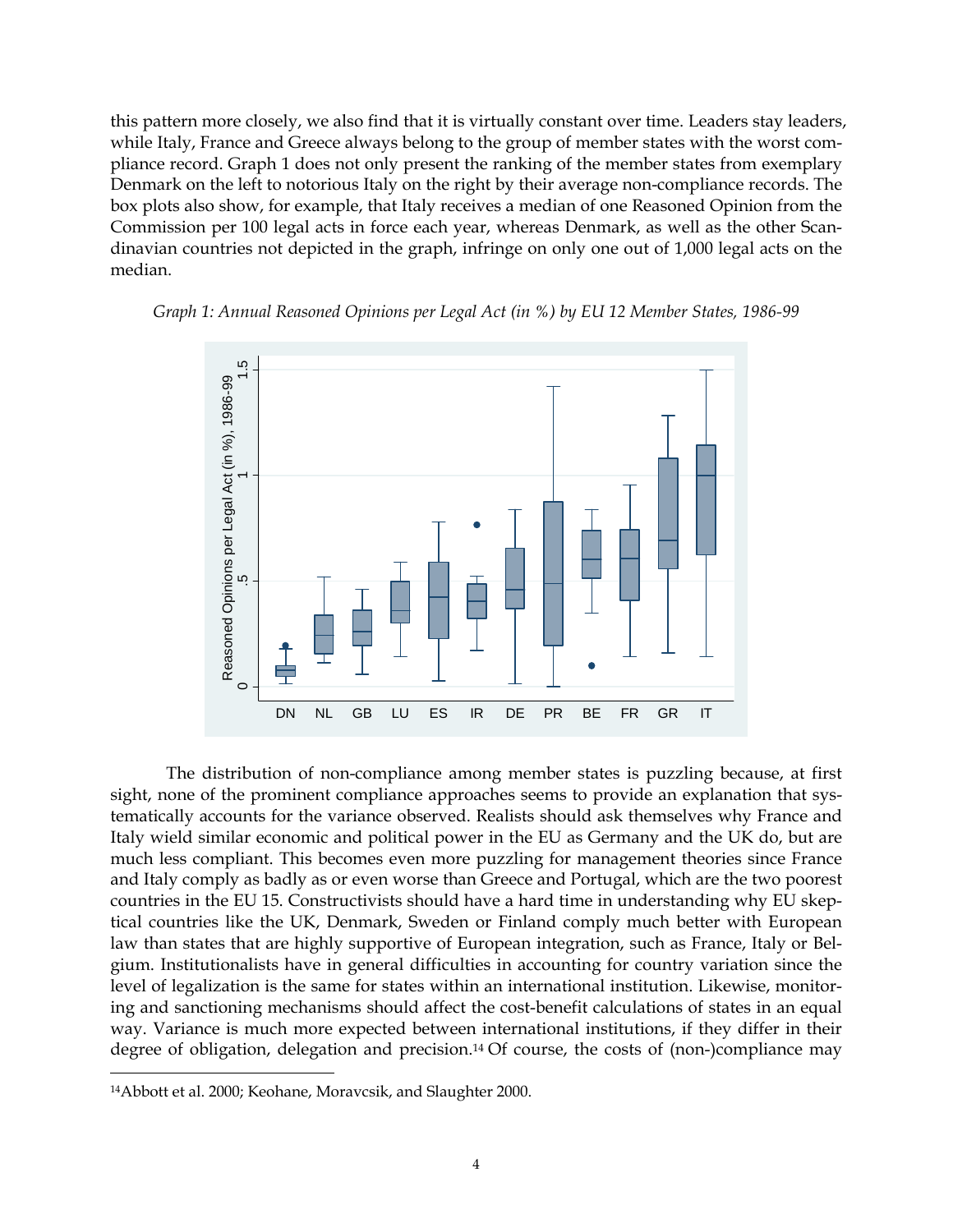this pattern more closely, we also find that it is virtually constant over time. Leaders stay leaders, while Italy, France and Greece always belong to the group of member states with the worst compliance record. Graph 1 does not only present the ranking of the member states from exemplary Denmark on the left to notorious Italy on the right by their average non-compliance records. The box plots also show, for example, that Italy receives a median of one Reasoned Opinion from the Commission per 100 legal acts in force each year, whereas Denmark, as well as the other Scandinavian countries not depicted in the graph, infringe on only one out of 1,000 legal acts on the median.

*Graph 1: Annual Reasoned Opinions per Legal Act (in %) by EU 12 Member States, 1986-99*

The distribution of non-compliance among member states is puzzling because, at first sight, none of the prominent compliance approaches seems to provide an explanation that systematically accounts for the variance observed. Realists should ask themselves why France and Italy wield similar economic and political power in the EU as Germany and the UK do, but are much less compliant. This becomes even more puzzling for management theories since France and Italy comply as badly as or even worse than Greece and Portugal, which are the two poorest countries in the EU 15. Constructivists should have a hard time in understanding why EU skeptical countries like the UK, Denmark, Sweden or Finland comply much better with European law than states that are highly supportive of European integration, such as France, Italy or Belgium. Institutionalists have in general difficulties in accounting for country variation since the level of legalization is the same for states within an international institution. Likewise, monitoring and sanctioning mechanisms should affect the cost-benefit calculations of states in an equal way. Variance is much more expected between international institutions, if they differ in their degree of obligation, delegation and precision.[14] Of course, the costs of (non-)compliance may

[14] Abbott et al. 2000; Keohane, Moravcsik, and Slaughter 2000.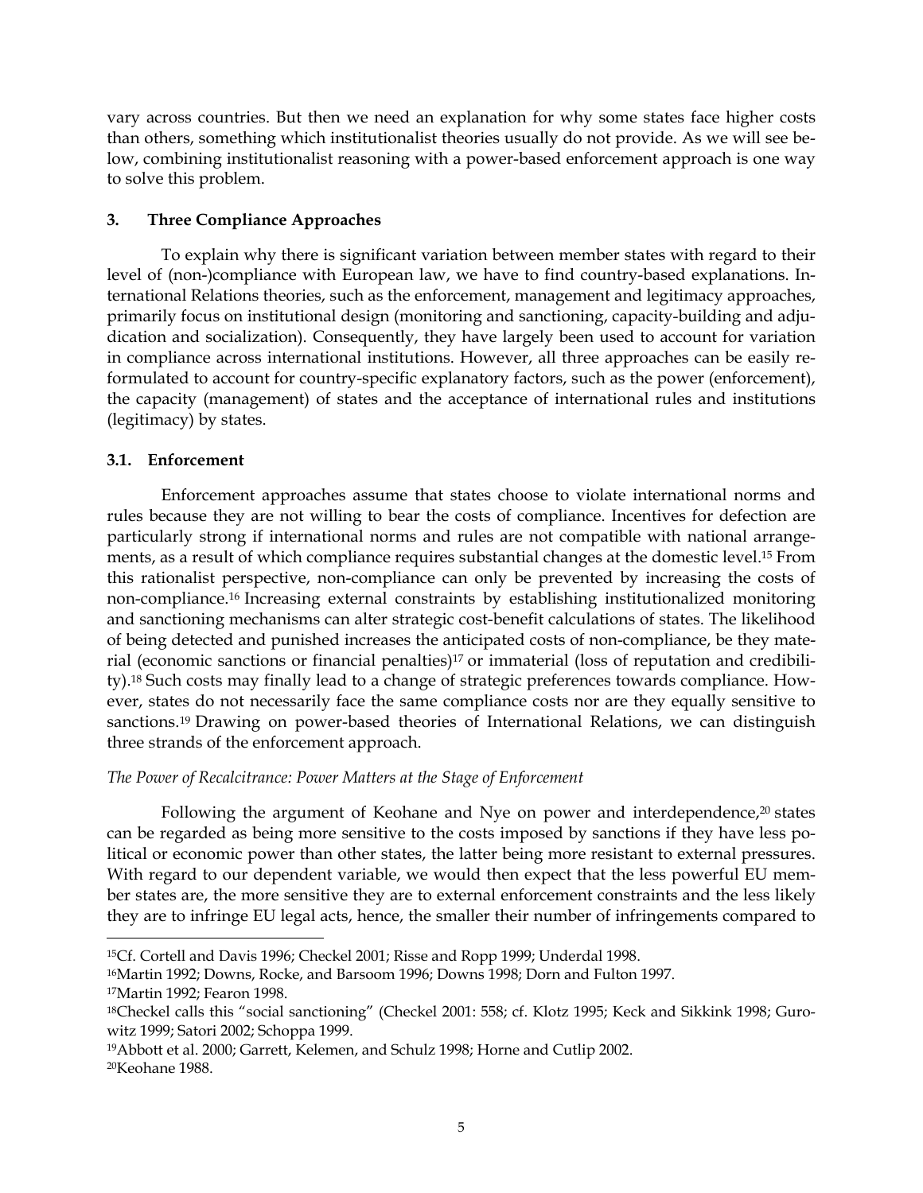vary across countries. But then we need an explanation for why some states face higher costs than others, something which institutionalist theories usually do not provide. As we will see below, combining institutionalist reasoning with a power-based enforcement approach is one way to solve this problem.

## 3. Three Compliance Approaches

To explain why there is significant variation between member states with regard to their level of (non-)compliance with European law, we have to find country-based explanations. International Relations theories, such as the enforcement, management and legitimacy approaches, primarily focus on institutional design (monitoring and sanctioning, capacity-building and adjudication and socialization). Consequently, they have largely been used to account for variation in compliance across international institutions. However, all three approaches can be easily reformulated to account for country-specific explanatory factors, such as the power (enforcement), the capacity (management) of states and the acceptance of international rules and institutions (legitimacy) by states.

### 3.1. Enforcement

Enforcement approaches assume that states choose to violate international norms and rules because they are not willing to bear the costs of compliance. Incentives for defection are particularly strong if international norms and rules are not compatible with national arrangements, as a result of which compliance requires substantial changes at the domestic level.[15] From this rationalist perspective, non-compliance can only be prevented by increasing the costs of non-compliance.[16] Increasing external constraints by establishing institutionalized monitoring and sanctioning mechanisms can alter strategic cost-benefit calculations of states. The likelihood of being detected and punished increases the anticipated costs of non-compliance, be they material (economic sanctions or financial penalties)[17] or immaterial (loss of reputation and credibility).[18] Such costs may finally lead to a change of strategic preferences towards compliance. However, states do not necessarily face the same compliance costs nor are they equally sensitive to sanctions.[19] Drawing on power-based theories of International Relations, we can distinguish three strands of the enforcement approach.

*The Power of Recalcitrance: Power Matters at the Stage of Enforcement*

Following the argument of Keohane and Nye on power and interdependence,[20] states can be regarded as being more sensitive to the costs imposed by sanctions if they have less political or economic power than other states, the latter being more resistant to external pressures. With regard to our dependent variable, we would then expect that the less powerful EU member states are, the more sensitive they are to external enforcement constraints and the less likely they are to infringe EU legal acts, hence, the smaller their number of infringements compared to

---

[15] Cf. Cortell and Davis 1996; Checkel 2001; Risse and Ropp 1999; Underdal 1998.

[16] Martin 1992; Downs, Rocke, and Barsoom 1996; Downs 1998; Dorn and Fulton 1997.

[17] Martin 1992; Fearon 1998.

[18] Checkel calls this "social sanctioning" (Checkel 2001: 558; cf. Klotz 1995; Keck and Sikkink 1998; Gurowitz 1999; Satori 2002; Schoppa 1999.

[19] Abbott et al. 2000; Garrett, Kelemen, and Schulz 1998; Horne and Cutlip 2002.

[20] Keohane 1988.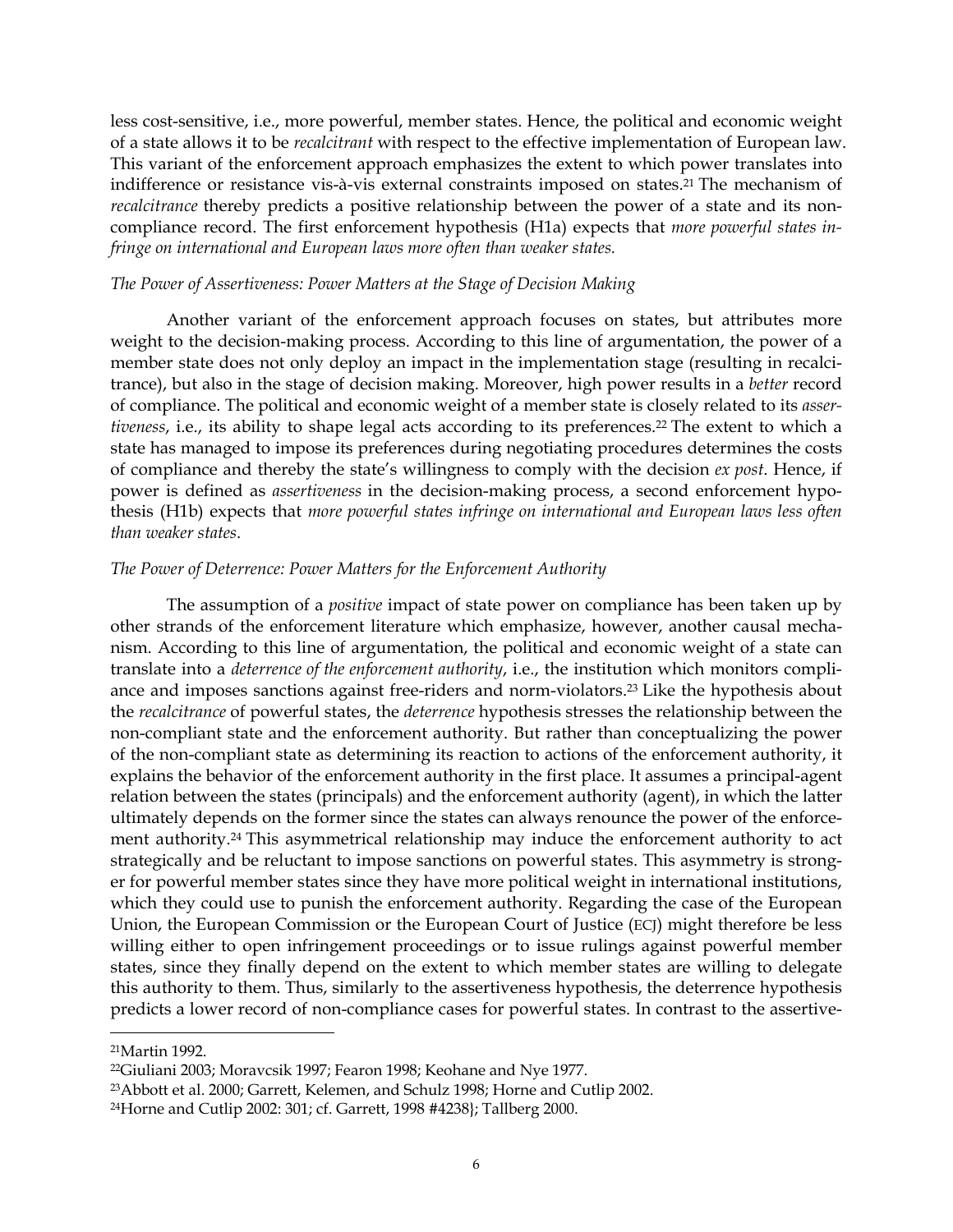less cost-sensitive, i.e., more powerful, member states. Hence, the political and economic weight of a state allows it to be *recalcitrant* with respect to the effective implementation of European law. This variant of the enforcement approach emphasizes the extent to which power translates into indifference or resistance vis-à-vis external constraints imposed on states.[21] The mechanism of *recalcitrance* thereby predicts a positive relationship between the power of a state and its non-compliance record. The first enforcement hypothesis (H1a) expects that *more powerful states infringe on international and European laws more often than weaker states.*

*The Power of Assertiveness: Power Matters at the Stage of Decision Making*

Another variant of the enforcement approach focuses on states, but attributes more weight to the decision-making process. According to this line of argumentation, the power of a member state does not only deploy an impact in the implementation stage (resulting in recalcitrance), but also in the stage of decision making. Moreover, high power results in a *better* record of compliance. The political and economic weight of a member state is closely related to its *assertiveness*, i.e., its ability to shape legal acts according to its preferences.[22] The extent to which a state has managed to impose its preferences during negotiating procedures determines the costs of compliance and thereby the state's willingness to comply with the decision *ex post*. Hence, if power is defined as *assertiveness* in the decision-making process, a second enforcement hypothesis (H1b) expects that *more powerful states infringe on international and European laws less often than weaker states*.

*The Power of Deterrence: Power Matters for the Enforcement Authority*

The assumption of a *positive* impact of state power on compliance has been taken up by other strands of the enforcement literature which emphasize, however, another causal mechanism. According to this line of argumentation, the political and economic weight of a state can translate into a *deterrence of the enforcement authority*, i.e., the institution which monitors compliance and imposes sanctions against free-riders and norm-violators.[23] Like the hypothesis about the *recalcitrance* of powerful states, the *deterrence* hypothesis stresses the relationship between the non-compliant state and the enforcement authority. But rather than conceptualizing the power of the non-compliant state as determining its reaction to actions of the enforcement authority, it explains the behavior of the enforcement authority in the first place. It assumes a principal-agent relation between the states (principals) and the enforcement authority (agent), in which the latter ultimately depends on the former since the states can always renounce the power of the enforcement authority.[24] This asymmetrical relationship may induce the enforcement authority to act strategically and be reluctant to impose sanctions on powerful states. This asymmetry is stronger for powerful member states since they have more political weight in international institutions, which they could use to punish the enforcement authority. Regarding the case of the European Union, the European Commission or the European Court of Justice (ECJ) might therefore be less willing either to open infringement proceedings or to issue rulings against powerful member states, since they finally depend on the extent to which member states are willing to delegate this authority to them. Thus, similarly to the assertiveness hypothesis, the deterrence hypothesis predicts a lower record of non-compliance cases for powerful states. In contrast to the assertive-

---

[21] Martin 1992.

[22] Giuliani 2003; Moravcsik 1997; Fearon 1998; Keohane and Nye 1977.

[23] Abbott et al. 2000; Garrett, Kelemen, and Schulz 1998; Horne and Cutlip 2002.

[24] Horne and Cutlip 2002: 301; cf. Garrett, 1998 #4238}; Tallberg 2000.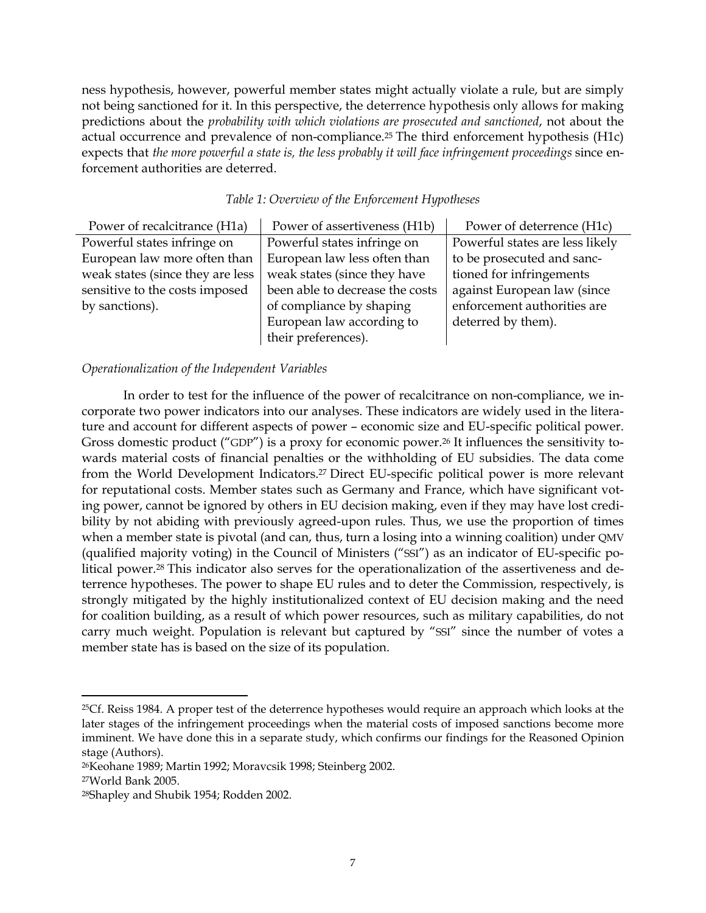ness hypothesis, however, powerful member states might actually violate a rule, but are simply not being sanctioned for it. In this perspective, the deterrence hypothesis only allows for making predictions about the *probability with which violations are prosecuted and sanctioned*, not about the actual occurrence and prevalence of non-compliance.[25] The third enforcement hypothesis (H1c) expects that *the more powerful a state is, the less probably it will face infringement proceedings* since enforcement authorities are deterred.

*Table 1: Overview of the Enforcement Hypotheses*

| Power of recalcitrance (H1a) | Power of assertiveness (H1b) | Power of deterrence (H1c) |
|---|---|---|
| Powerful states infringe on European law more often than weak states (since they are less sensitive to the costs imposed by sanctions). | Powerful states infringe on European law less often than weak states (since they have been able to decrease the costs of compliance by shaping European law according to their preferences). | Powerful states are less likely to be prosecuted and sanctioned for infringements against European law (since enforcement authorities are deterred by them). |

*Operationalization of the Independent Variables*

In order to test for the influence of the power of recalcitrance on non-compliance, we incorporate two power indicators into our analyses. These indicators are widely used in the literature and account for different aspects of power – economic size and EU-specific political power. Gross domestic product ("GDP") is a proxy for economic power.[26] It influences the sensitivity towards material costs of financial penalties or the withholding of EU subsidies. The data come from the World Development Indicators.[27] Direct EU-specific political power is more relevant for reputational costs. Member states such as Germany and France, which have significant voting power, cannot be ignored by others in EU decision making, even if they may have lost credibility by not abiding with previously agreed-upon rules. Thus, we use the proportion of times when a member state is pivotal (and can, thus, turn a losing into a winning coalition) under QMV (qualified majority voting) in the Council of Ministers ("SSI") as an indicator of EU-specific political power.[28] This indicator also serves for the operationalization of the assertiveness and deterrence hypotheses. The power to shape EU rules and to deter the Commission, respectively, is strongly mitigated by the highly institutionalized context of EU decision making and the need for coalition building, as a result of which power resources, such as military capabilities, do not carry much weight. Population is relevant but captured by "SSI" since the number of votes a member state has is based on the size of its population.

---

[25] Cf. Reiss 1984. A proper test of the deterrence hypotheses would require an approach which looks at the later stages of the infringement proceedings when the material costs of imposed sanctions become more imminent. We have done this in a separate study, which confirms our findings for the Reasoned Opinion stage (Authors).

[26] Keohane 1989; Martin 1992; Moravcsik 1998; Steinberg 2002.

[27] World Bank 2005.

[28] Shapley and Shubik 1954; Rodden 2002.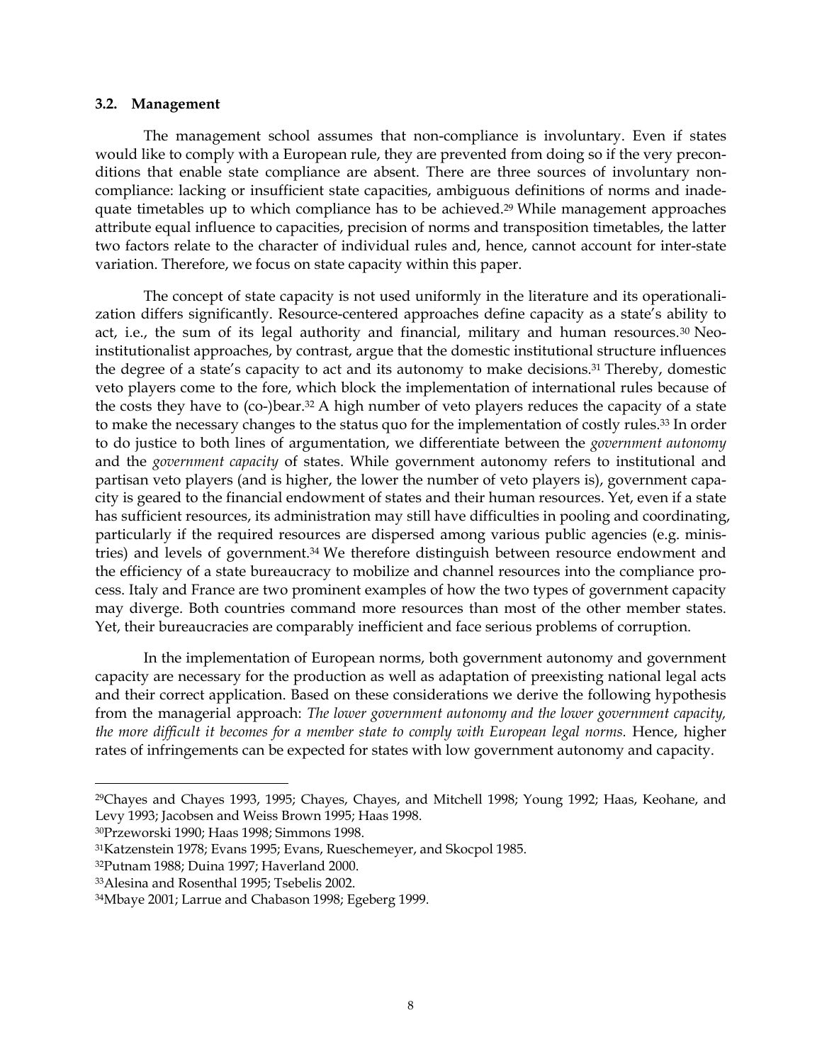### 3.2. Management

The management school assumes that non-compliance is involuntary. Even if states would like to comply with a European rule, they are prevented from doing so if the very preconditions that enable state compliance are absent. There are three sources of involuntary non-compliance: lacking or insufficient state capacities, ambiguous definitions of norms and inadequate timetables up to which compliance has to be achieved.[29] While management approaches attribute equal influence to capacities, precision of norms and transposition timetables, the latter two factors relate to the character of individual rules and, hence, cannot account for inter-state variation. Therefore, we focus on state capacity within this paper.

The concept of state capacity is not used uniformly in the literature and its operationalization differs significantly. Resource-centered approaches define capacity as a state's ability to act, i.e., the sum of its legal authority and financial, military and human resources.[30] Neo-institutionalist approaches, by contrast, argue that the domestic institutional structure influences the degree of a state's capacity to act and its autonomy to make decisions.[31] Thereby, domestic veto players come to the fore, which block the implementation of international rules because of the costs they have to (co-)bear.[32] A high number of veto players reduces the capacity of a state to make the necessary changes to the status quo for the implementation of costly rules.[33] In order to do justice to both lines of argumentation, we differentiate between the *government autonomy* and the *government capacity* of states. While government autonomy refers to institutional and partisan veto players (and is higher, the lower the number of veto players is), government capacity is geared to the financial endowment of states and their human resources. Yet, even if a state has sufficient resources, its administration may still have difficulties in pooling and coordinating, particularly if the required resources are dispersed among various public agencies (e.g. ministries) and levels of government.[34] We therefore distinguish between resource endowment and the efficiency of a state bureaucracy to mobilize and channel resources into the compliance process. Italy and France are two prominent examples of how the two types of government capacity may diverge. Both countries command more resources than most of the other member states. Yet, their bureaucracies are comparably inefficient and face serious problems of corruption.

In the implementation of European norms, both government autonomy and government capacity are necessary for the production as well as adaptation of preexisting national legal acts and their correct application. Based on these considerations we derive the following hypothesis from the managerial approach: *The lower government autonomy and the lower government capacity, the more difficult it becomes for a member state to comply with European legal norms.* Hence, higher rates of infringements can be expected for states with low government autonomy and capacity.

---

[29]Chayes and Chayes 1993, 1995; Chayes, Chayes, and Mitchell 1998; Young 1992; Haas, Keohane, and Levy 1993; Jacobsen and Weiss Brown 1995; Haas 1998.

[30]Przeworski 1990; Haas 1998; Simmons 1998.

[31]Katzenstein 1978; Evans 1995; Evans, Rueschemeyer, and Skocpol 1985.

[32]Putnam 1988; Duina 1997; Haverland 2000.

[33]Alesina and Rosenthal 1995; Tsebelis 2002.

[34]Mbaye 2001; Larrue and Chabason 1998; Egeberg 1999.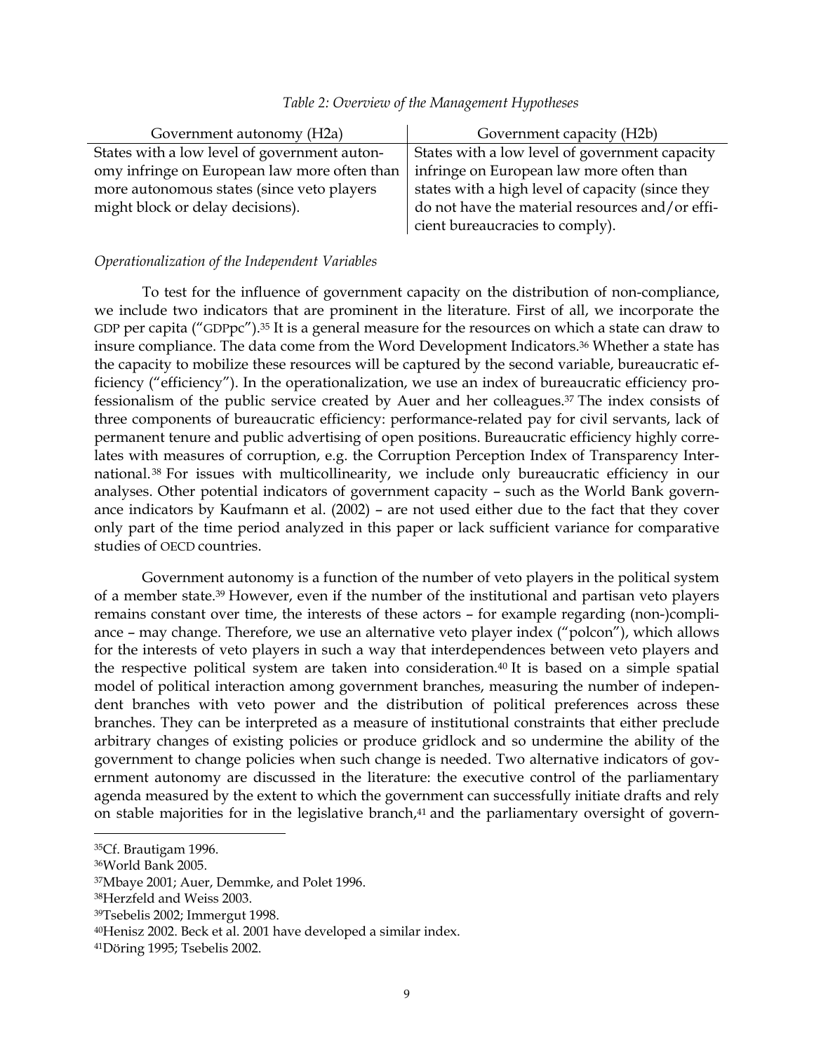*Table 2: Overview of the Management Hypotheses*

| Government autonomy (H2a) | Government capacity (H2b) |
|---|---|
| States with a low level of government autonomy infringe on European law more often than more autonomous states (since veto players might block or delay decisions). | States with a low level of government capacity infringe on European law more often than states with a high level of capacity (since they do not have the material resources and/or efficient bureaucracies to comply). |

*Operationalization of the Independent Variables*

To test for the influence of government capacity on the distribution of non-compliance, we include two indicators that are prominent in the literature. First of all, we incorporate the GDP per capita ("GDPpc").[35] It is a general measure for the resources on which a state can draw to insure compliance. The data come from the Word Development Indicators.[36] Whether a state has the capacity to mobilize these resources will be captured by the second variable, bureaucratic efficiency ("efficiency"). In the operationalization, we use an index of bureaucratic efficiency professionalism of the public service created by Auer and her colleagues.[37] The index consists of three components of bureaucratic efficiency: performance-related pay for civil servants, lack of permanent tenure and public advertising of open positions. Bureaucratic efficiency highly correlates with measures of corruption, e.g. the Corruption Perception Index of Transparency International.[38] For issues with multicollinearity, we include only bureaucratic efficiency in our analyses. Other potential indicators of government capacity – such as the World Bank governance indicators by Kaufmann et al. (2002) – are not used either due to the fact that they cover only part of the time period analyzed in this paper or lack sufficient variance for comparative studies of OECD countries.

Government autonomy is a function of the number of veto players in the political system of a member state.[39] However, even if the number of the institutional and partisan veto players remains constant over time, the interests of these actors – for example regarding (non-)compliance – may change. Therefore, we use an alternative veto player index ("polcon"), which allows for the interests of veto players in such a way that interdependences between veto players and the respective political system are taken into consideration.[40] It is based on a simple spatial model of political interaction among government branches, measuring the number of independent branches with veto power and the distribution of political preferences across these branches. They can be interpreted as a measure of institutional constraints that either preclude arbitrary changes of existing policies or produce gridlock and so undermine the ability of the government to change policies when such change is needed. Two alternative indicators of government autonomy are discussed in the literature: the executive control of the parliamentary agenda measured by the extent to which the government can successfully initiate drafts and rely on stable majorities for in the legislative branch,[41] and the parliamentary oversight of govern-

[35]Cf. Brautigam 1996.

[36]World Bank 2005.

[37]Mbaye 2001; Auer, Demmke, and Polet 1996.

[38]Herzfeld and Weiss 2003.

[39]Tsebelis 2002; Immergut 1998.

[40]Henisz 2002. Beck et al. 2001 have developed a similar index.

[41]Döring 1995; Tsebelis 2002.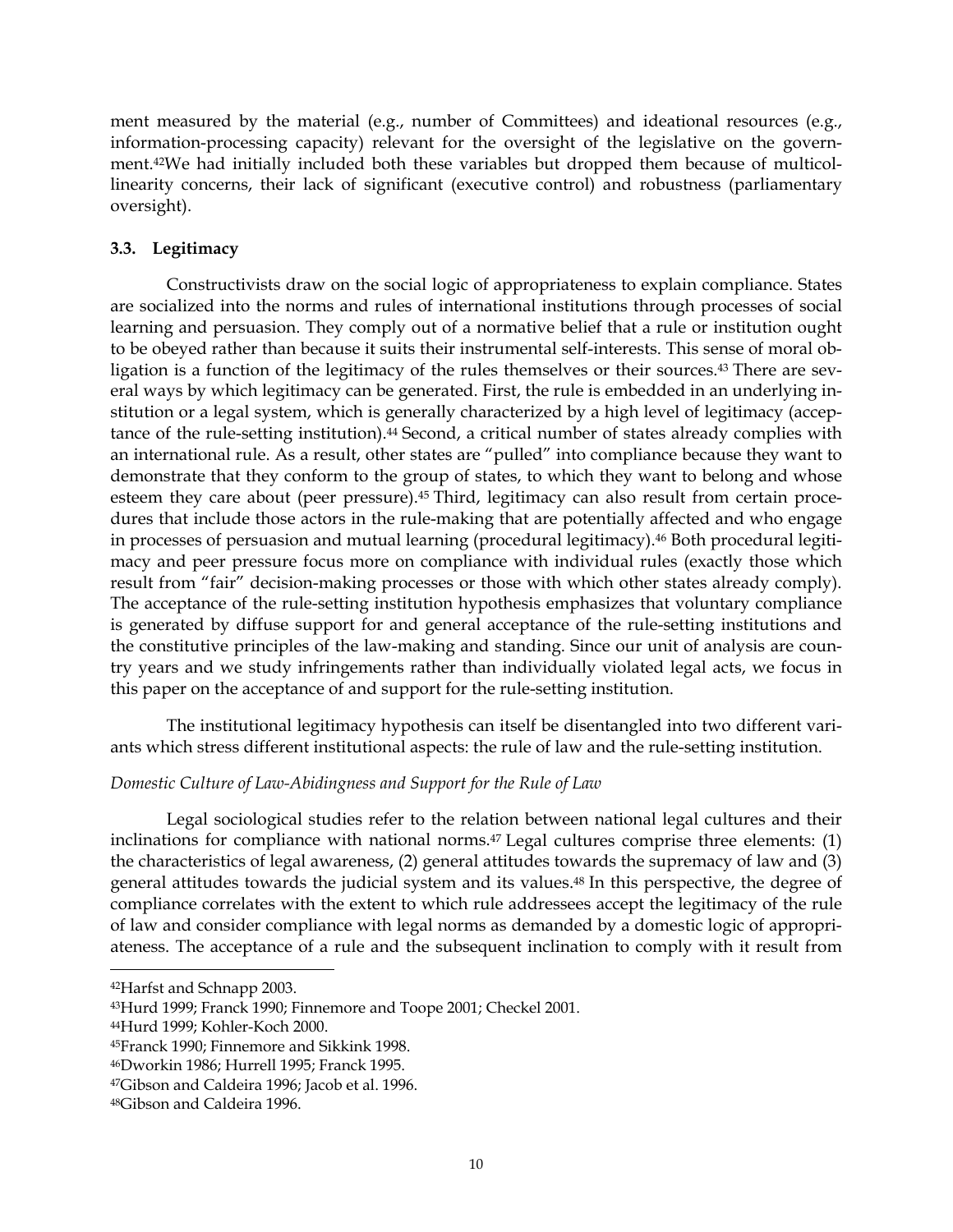ment measured by the material (e.g., number of Committees) and ideational resources (e.g., information-processing capacity) relevant for the oversight of the legislative on the government.[42]We had initially included both these variables but dropped them because of multicollinearity concerns, their lack of significant (executive control) and robustness (parliamentary oversight).

### 3.3. Legitimacy

Constructivists draw on the social logic of appropriateness to explain compliance. States are socialized into the norms and rules of international institutions through processes of social learning and persuasion. They comply out of a normative belief that a rule or institution ought to be obeyed rather than because it suits their instrumental self-interests. This sense of moral obligation is a function of the legitimacy of the rules themselves or their sources.[43] There are several ways by which legitimacy can be generated. First, the rule is embedded in an underlying institution or a legal system, which is generally characterized by a high level of legitimacy (acceptance of the rule-setting institution).[44] Second, a critical number of states already complies with an international rule. As a result, other states are "pulled" into compliance because they want to demonstrate that they conform to the group of states, to which they want to belong and whose esteem they care about (peer pressure).[45] Third, legitimacy can also result from certain procedures that include those actors in the rule-making that are potentially affected and who engage in processes of persuasion and mutual learning (procedural legitimacy).[46] Both procedural legitimacy and peer pressure focus more on compliance with individual rules (exactly those which result from "fair" decision-making processes or those with which other states already comply). The acceptance of the rule-setting institution hypothesis emphasizes that voluntary compliance is generated by diffuse support for and general acceptance of the rule-setting institutions and the constitutive principles of the law-making and standing. Since our unit of analysis are country years and we study infringements rather than individually violated legal acts, we focus in this paper on the acceptance of and support for the rule-setting institution.

The institutional legitimacy hypothesis can itself be disentangled into two different variants which stress different institutional aspects: the rule of law and the rule-setting institution.

*Domestic Culture of Law-Abidingness and Support for the Rule of Law*

Legal sociological studies refer to the relation between national legal cultures and their inclinations for compliance with national norms.[47] Legal cultures comprise three elements: (1) the characteristics of legal awareness, (2) general attitudes towards the supremacy of law and (3) general attitudes towards the judicial system and its values.[48] In this perspective, the degree of compliance correlates with the extent to which rule addressees accept the legitimacy of the rule of law and consider compliance with legal norms as demanded by a domestic logic of appropriateness. The acceptance of a rule and the subsequent inclination to comply with it result from

---

[42]Harfst and Schnapp 2003.

[43]Hurd 1999; Franck 1990; Finnemore and Toope 2001; Checkel 2001.

[44]Hurd 1999; Kohler-Koch 2000.

[45]Franck 1990; Finnemore and Sikkink 1998.

[46]Dworkin 1986; Hurrell 1995; Franck 1995.

[47]Gibson and Caldeira 1996; Jacob et al. 1996.

[48]Gibson and Caldeira 1996.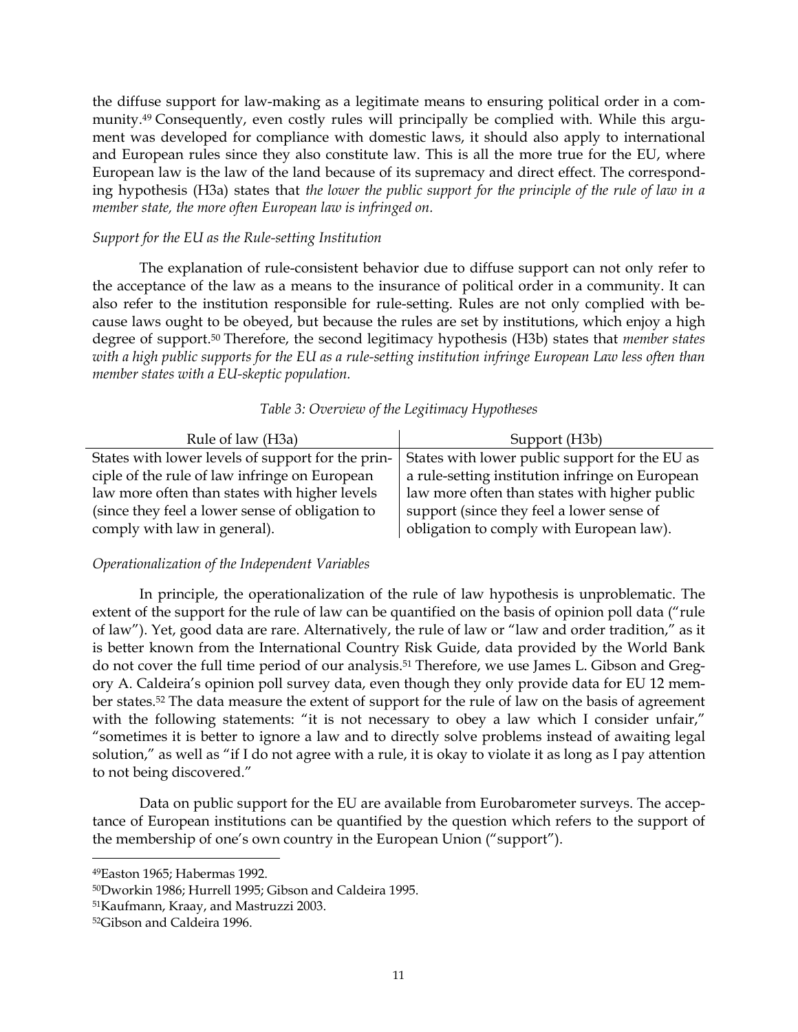the diffuse support for law-making as a legitimate means to ensuring political order in a community.[49] Consequently, even costly rules will principally be complied with. While this argument was developed for compliance with domestic laws, it should also apply to international and European rules since they also constitute law. This is all the more true for the EU, where European law is the law of the land because of its supremacy and direct effect. The corresponding hypothesis (H3a) states that *the lower the public support for the principle of the rule of law in a member state, the more often European law is infringed on*.

*Support for the EU as the Rule-setting Institution*

The explanation of rule-consistent behavior due to diffuse support can not only refer to the acceptance of the law as a means to the insurance of political order in a community. It can also refer to the institution responsible for rule-setting. Rules are not only complied with because laws ought to be obeyed, but because the rules are set by institutions, which enjoy a high degree of support.[50] Therefore, the second legitimacy hypothesis (H3b) states that *member states with a high public supports for the EU as a rule-setting institution infringe European Law less often than member states with a EU-skeptic population.*

*Table 3: Overview of the Legitimacy Hypotheses*

| Rule of law (H3a) | Support (H3b) |
|---|---|
| States with lower levels of support for the principle of the rule of law infringe on European law more often than states with higher levels (since they feel a lower sense of obligation to comply with law in general). | States with lower public support for the EU as a rule-setting institution infringe on European law more often than states with higher public support (since they feel a lower sense of obligation to comply with European law). |

*Operationalization of the Independent Variables*

In principle, the operationalization of the rule of law hypothesis is unproblematic. The extent of the support for the rule of law can be quantified on the basis of opinion poll data ("rule of law"). Yet, good data are rare. Alternatively, the rule of law or "law and order tradition," as it is better known from the International Country Risk Guide, data provided by the World Bank do not cover the full time period of our analysis.[51] Therefore, we use James L. Gibson and Gregory A. Caldeira's opinion poll survey data, even though they only provide data for EU 12 member states.[52] The data measure the extent of support for the rule of law on the basis of agreement with the following statements: "it is not necessary to obey a law which I consider unfair," "sometimes it is better to ignore a law and to directly solve problems instead of awaiting legal solution," as well as "if I do not agree with a rule, it is okay to violate it as long as I pay attention to not being discovered."

Data on public support for the EU are available from Eurobarometer surveys. The acceptance of European institutions can be quantified by the question which refers to the support of the membership of one's own country in the European Union ("support").

[49] Easton 1965; Habermas 1992.

[50] Dworkin 1986; Hurrell 1995; Gibson and Caldeira 1995.

[51] Kaufmann, Kraay, and Mastruzzi 2003.

[52] Gibson and Caldeira 1996.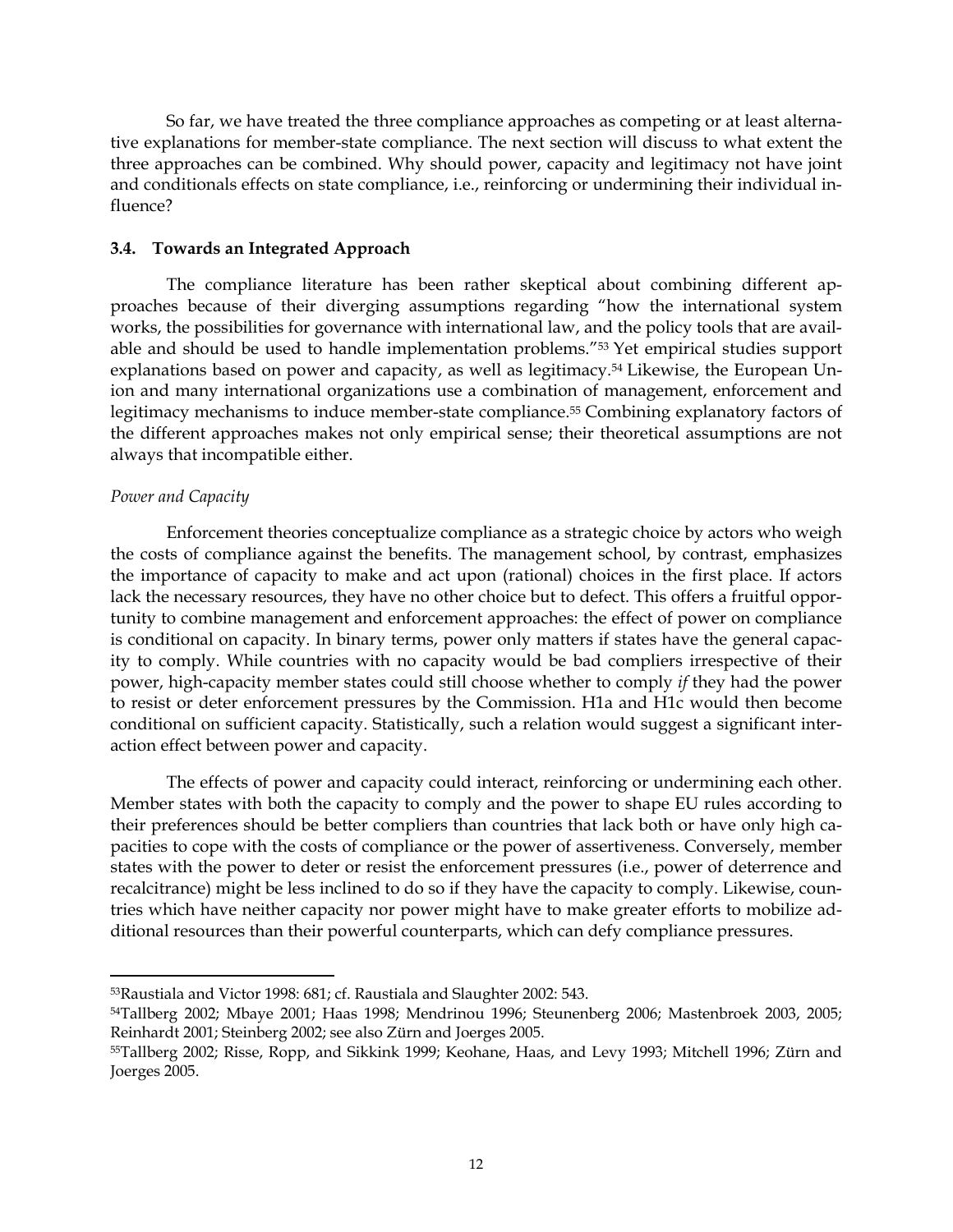So far, we have treated the three compliance approaches as competing or at least alternative explanations for member-state compliance. The next section will discuss to what extent the three approaches can be combined. Why should power, capacity and legitimacy not have joint and conditionals effects on state compliance, i.e., reinforcing or undermining their individual influence?

### 3.4. Towards an Integrated Approach

The compliance literature has been rather skeptical about combining different approaches because of their diverging assumptions regarding "how the international system works, the possibilities for governance with international law, and the policy tools that are available and should be used to handle implementation problems."[53] Yet empirical studies support explanations based on power and capacity, as well as legitimacy.[54] Likewise, the European Union and many international organizations use a combination of management, enforcement and legitimacy mechanisms to induce member-state compliance.[55] Combining explanatory factors of the different approaches makes not only empirical sense; their theoretical assumptions are not always that incompatible either.

*Power and Capacity*

Enforcement theories conceptualize compliance as a strategic choice by actors who weigh the costs of compliance against the benefits. The management school, by contrast, emphasizes the importance of capacity to make and act upon (rational) choices in the first place. If actors lack the necessary resources, they have no other choice but to defect. This offers a fruitful opportunity to combine management and enforcement approaches: the effect of power on compliance is conditional on capacity. In binary terms, power only matters if states have the general capacity to comply. While countries with no capacity would be bad compliers irrespective of their power, high-capacity member states could still choose whether to comply *if* they had the power to resist or deter enforcement pressures by the Commission. H1a and H1c would then become conditional on sufficient capacity. Statistically, such a relation would suggest a significant interaction effect between power and capacity.

The effects of power and capacity could interact, reinforcing or undermining each other. Member states with both the capacity to comply and the power to shape EU rules according to their preferences should be better compliers than countries that lack both or have only high capacities to cope with the costs of compliance or the power of assertiveness. Conversely, member states with the power to deter or resist the enforcement pressures (i.e., power of deterrence and recalcitrance) might be less inclined to do so if they have the capacity to comply. Likewise, countries which have neither capacity nor power might have to make greater efforts to mobilize additional resources than their powerful counterparts, which can defy compliance pressures.

---

[53] Raustiala and Victor 1998: 681; cf. Raustiala and Slaughter 2002: 543.

[54] Tallberg 2002; Mbaye 2001; Haas 1998; Mendrinou 1996; Steunenberg 2006; Mastenbroek 2003, 2005; Reinhardt 2001; Steinberg 2002; see also Zürn and Joerges 2005.

[55] Tallberg 2002; Risse, Ropp, and Sikkink 1999; Keohane, Haas, and Levy 1993; Mitchell 1996; Zürn and Joerges 2005.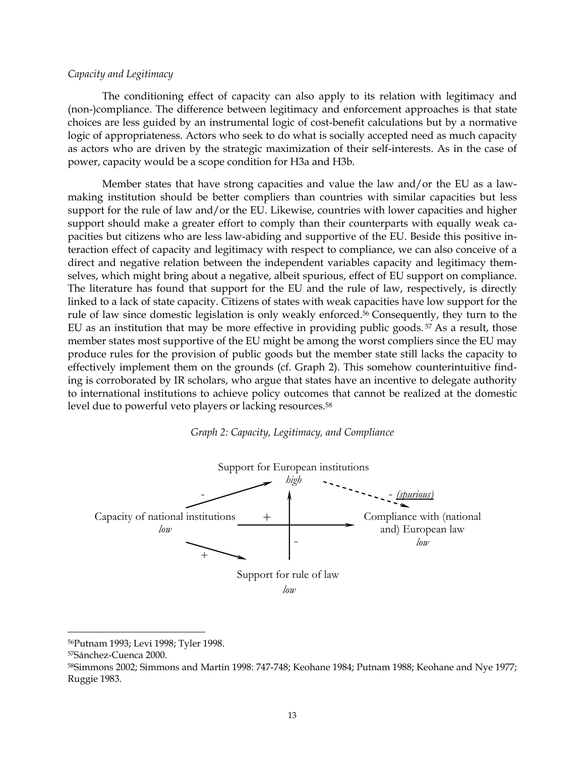*Capacity and Legitimacy*

The conditioning effect of capacity can also apply to its relation with legitimacy and (non-)compliance. The difference between legitimacy and enforcement approaches is that state choices are less guided by an instrumental logic of cost-benefit calculations but by a normative logic of appropriateness. Actors who seek to do what is socially accepted need as much capacity as actors who are driven by the strategic maximization of their self-interests. As in the case of power, capacity would be a scope condition for H3a and H3b.

Member states that have strong capacities and value the law and/or the EU as a law-making institution should be better compliers than countries with similar capacities but less support for the rule of law and/or the EU. Likewise, countries with lower capacities and higher support should make a greater effort to comply than their counterparts with equally weak capacities but citizens who are less law-abiding and supportive of the EU. Beside this positive interaction effect of capacity and legitimacy with respect to compliance, we can also conceive of a direct and negative relation between the independent variables capacity and legitimacy themselves, which might bring about a negative, albeit spurious, effect of EU support on compliance. The literature has found that support for the EU and the rule of law, respectively, is directly linked to a lack of state capacity. Citizens of states with weak capacities have low support for the rule of law since domestic legislation is only weakly enforced.[56] Consequently, they turn to the EU as an institution that may be more effective in providing public goods.[57] As a result, those member states most supportive of the EU might be among the worst compliers since the EU may produce rules for the provision of public goods but the member state still lacks the capacity to effectively implement them on the grounds (cf. Graph 2). This somehow counterintuitive finding is corroborated by IR scholars, who argue that states have an incentive to delegate authority to international institutions to achieve policy outcomes that cannot be realized at the domestic level due to powerful veto players or lacking resources.[58]

*Graph 2: Capacity, Legitimacy, and Compliance*

Support for European institutions *high*

Capacity of national institutions *low* — (+) → Compliance with (national and) European law *low*

Capacity of national institutions → Support for European institutions: -

Capacity of national institutions → Support for rule of law: +

Support for rule of law *low* → (-)

Support for European institutions → Compliance: - *(spurious)*

---

[56] Putnam 1993; Levi 1998; Tyler 1998.

[57] Sánchez-Cuenca 2000.

[58] Simmons 2002; Simmons and Martin 1998: 747-748; Keohane 1984; Putnam 1988; Keohane and Nye 1977; Ruggie 1983.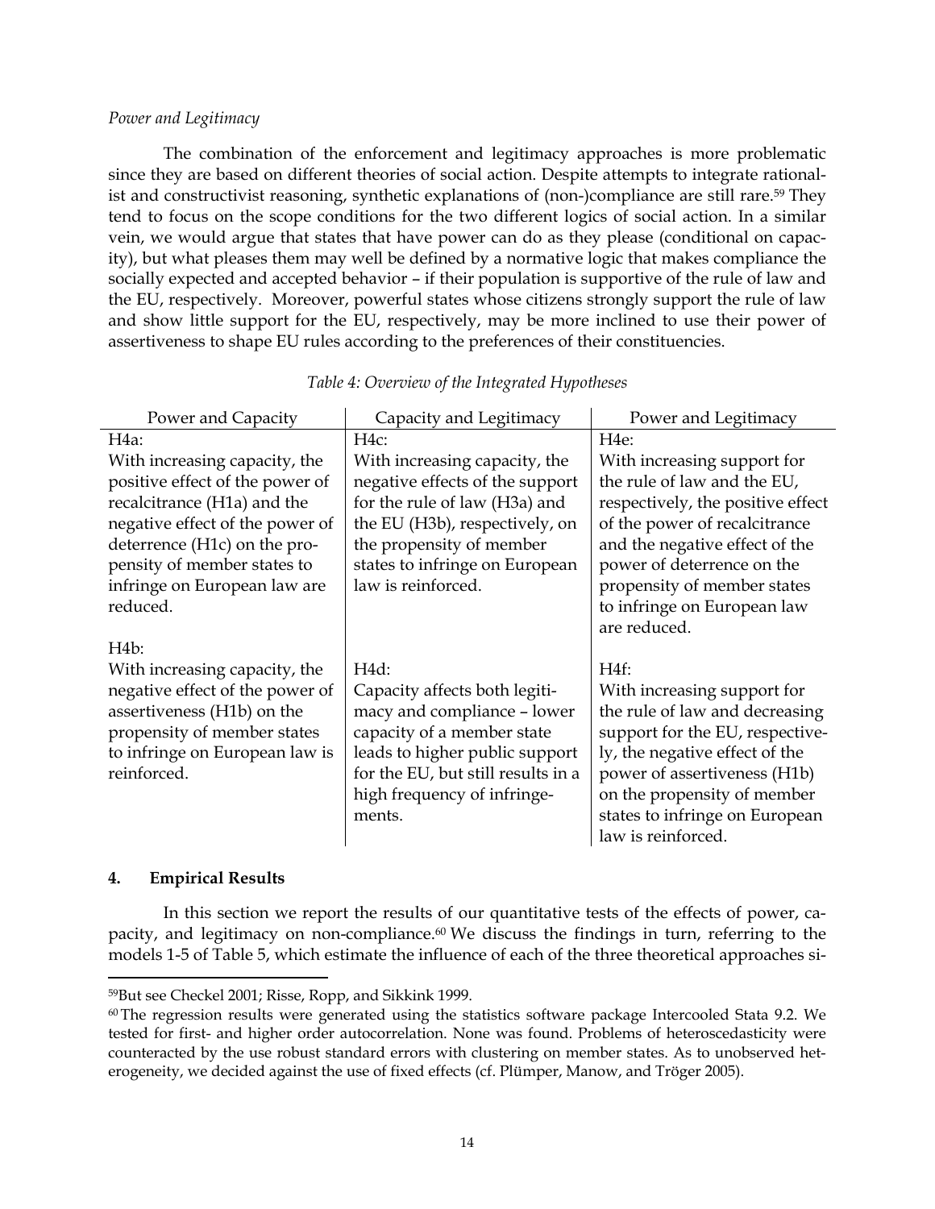*Power and Legitimacy*

The combination of the enforcement and legitimacy approaches is more problematic since they are based on different theories of social action. Despite attempts to integrate rationalist and constructivist reasoning, synthetic explanations of (non-)compliance are still rare.[59] They tend to focus on the scope conditions for the two different logics of social action. In a similar vein, we would argue that states that have power can do as they please (conditional on capacity), but what pleases them may well be defined by a normative logic that makes compliance the socially expected and accepted behavior – if their population is supportive of the rule of law and the EU, respectively. Moreover, powerful states whose citizens strongly support the rule of law and show little support for the EU, respectively, may be more inclined to use their power of assertiveness to shape EU rules according to the preferences of their constituencies.

*Table 4: Overview of the Integrated Hypotheses*

| Power and Capacity | Capacity and Legitimacy | Power and Legitimacy |
|---|---|---|
| H4a: With increasing capacity, the positive effect of the power of recalcitrance (H1a) and the negative effect of the power of deterrence (H1c) on the propensity of member states to infringe on European law are reduced. | H4c: With increasing capacity, the negative effects of the support for the rule of law (H3a) and the EU (H3b), respectively, on the propensity of member states to infringe on European law is reinforced. | H4e: With increasing support for the rule of law and the EU, respectively, the positive effect of the power of recalcitrance and the negative effect of the power of deterrence on the propensity of member states to infringe on European law are reduced. |
| H4b: With increasing capacity, the negative effect of the power of assertiveness (H1b) on the propensity of member states to infringe on European law is reinforced. | H4d: Capacity affects both legitimacy and compliance – lower capacity of a member state leads to higher public support for the EU, but still results in a high frequency of infringements. | H4f: With increasing support for the rule of law and decreasing support for the EU, respectively, the negative effect of the power of assertiveness (H1b) on the propensity of member states to infringe on European law is reinforced. |

## 4. Empirical Results

In this section we report the results of our quantitative tests of the effects of power, capacity, and legitimacy on non-compliance.[60] We discuss the findings in turn, referring to the models 1-5 of Table 5, which estimate the influence of each of the three theoretical approaches si-

---

[59] But see Checkel 2001; Risse, Ropp, and Sikkink 1999.

[60] The regression results were generated using the statistics software package Intercooled Stata 9.2. We tested for first- and higher order autocorrelation. None was found. Problems of heteroscedasticity were counteracted by the use robust standard errors with clustering on member states. As to unobserved heterogeneity, we decided against the use of fixed effects (cf. Plümper, Manow, and Tröger 2005).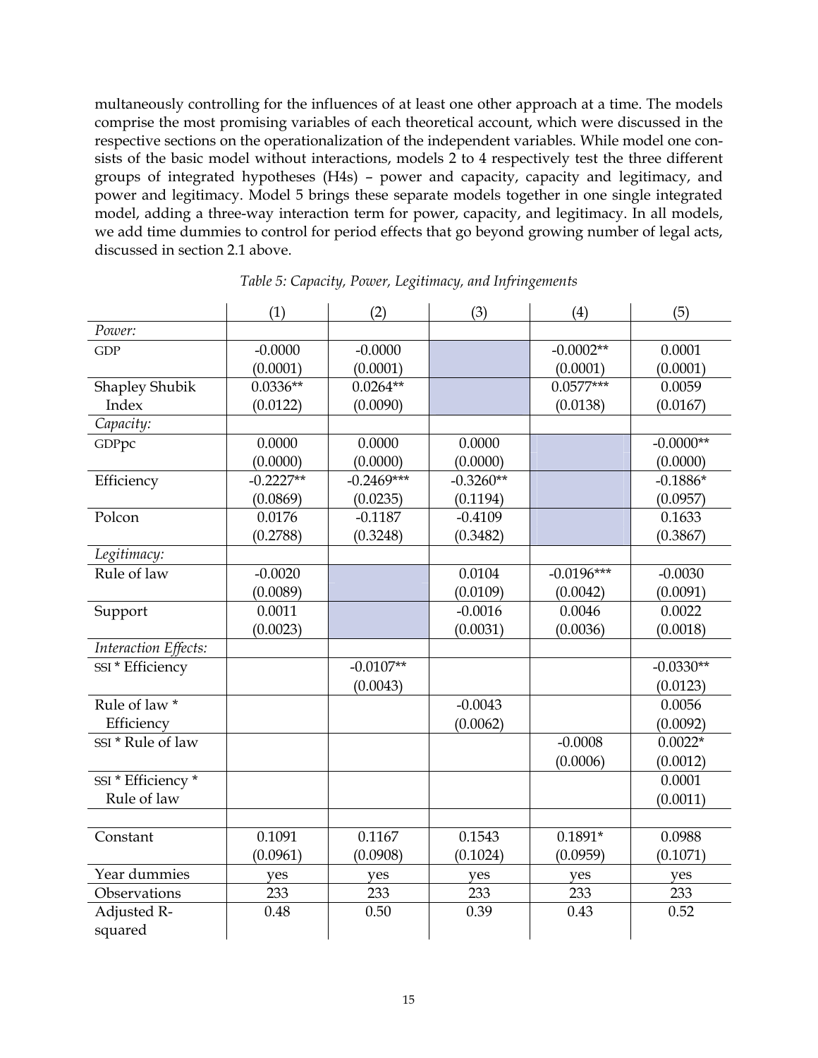multaneously controlling for the influences of at least one other approach at a time. The models comprise the most promising variables of each theoretical account, which were discussed in the respective sections on the operationalization of the independent variables. While model one consists of the basic model without interactions, models 2 to 4 respectively test the three different groups of integrated hypotheses (H4s) – power and capacity, capacity and legitimacy, and power and legitimacy. Model 5 brings these separate models together in one single integrated model, adding a three-way interaction term for power, capacity, and legitimacy. In all models, we add time dummies to control for period effects that go beyond growing number of legal acts, discussed in section 2.1 above.

*Table 5: Capacity, Power, Legitimacy, and Infringements*

| | (1) | (2) | (3) | (4) | (5) |
|---|---|---|---|---|---|
| *Power:* | | | | | |
| GDP | -0.0000 | -0.0000 | | -0.0002** | 0.0001 |
| | (0.0001) | (0.0001) | | (0.0001) | (0.0001) |
| Shapley Shubik Index | 0.0336** | 0.0264** | | 0.0577*** | 0.0059 |
| | (0.0122) | (0.0090) | | (0.0138) | (0.0167) |
| *Capacity:* | | | | | |
| GDPpc | 0.0000 | 0.0000 | 0.0000 | | -0.0000** |
| | (0.0000) | (0.0000) | (0.0000) | | (0.0000) |
| Efficiency | -0.2227** | -0.2469*** | -0.3260** | | -0.1886* |
| | (0.0869) | (0.0235) | (0.1194) | | (0.0957) |
| Polcon | 0.0176 | -0.1187 | -0.4109 | | 0.1633 |
| | (0.2788) | (0.3248) | (0.3482) | | (0.3867) |
| *Legitimacy:* | | | | | |
| Rule of law | -0.0020 | | 0.0104 | -0.0196*** | -0.0030 |
| | (0.0089) | | (0.0109) | (0.0042) | (0.0091) |
| Support | 0.0011 | | -0.0016 | 0.0046 | 0.0022 |
| | (0.0023) | | (0.0031) | (0.0036) | (0.0018) |
| *Interaction Effects:* | | | | | |
| SSI * Efficiency | | -0.0107** | | | -0.0330** |
| | | (0.0043) | | | (0.0123) |
| Rule of law * Efficiency | | | -0.0043 | | 0.0056 |
| | | | (0.0062) | | (0.0092) |
| SSI * Rule of law | | | | -0.0008 | 0.0022* |
| | | | | (0.0006) | (0.0012) |
| SSI * Efficiency * Rule of law | | | | | 0.0001 |
| | | | | | (0.0011) |
| | | | | | |
| Constant | 0.1091 | 0.1167 | 0.1543 | 0.1891* | 0.0988 |
| | (0.0961) | (0.0908) | (0.1024) | (0.0959) | (0.1071) |
| Year dummies | yes | yes | yes | yes | yes |
| Observations | 233 | 233 | 233 | 233 | 233 |
| Adjusted R-squared | 0.48 | 0.50 | 0.39 | 0.43 | 0.52 |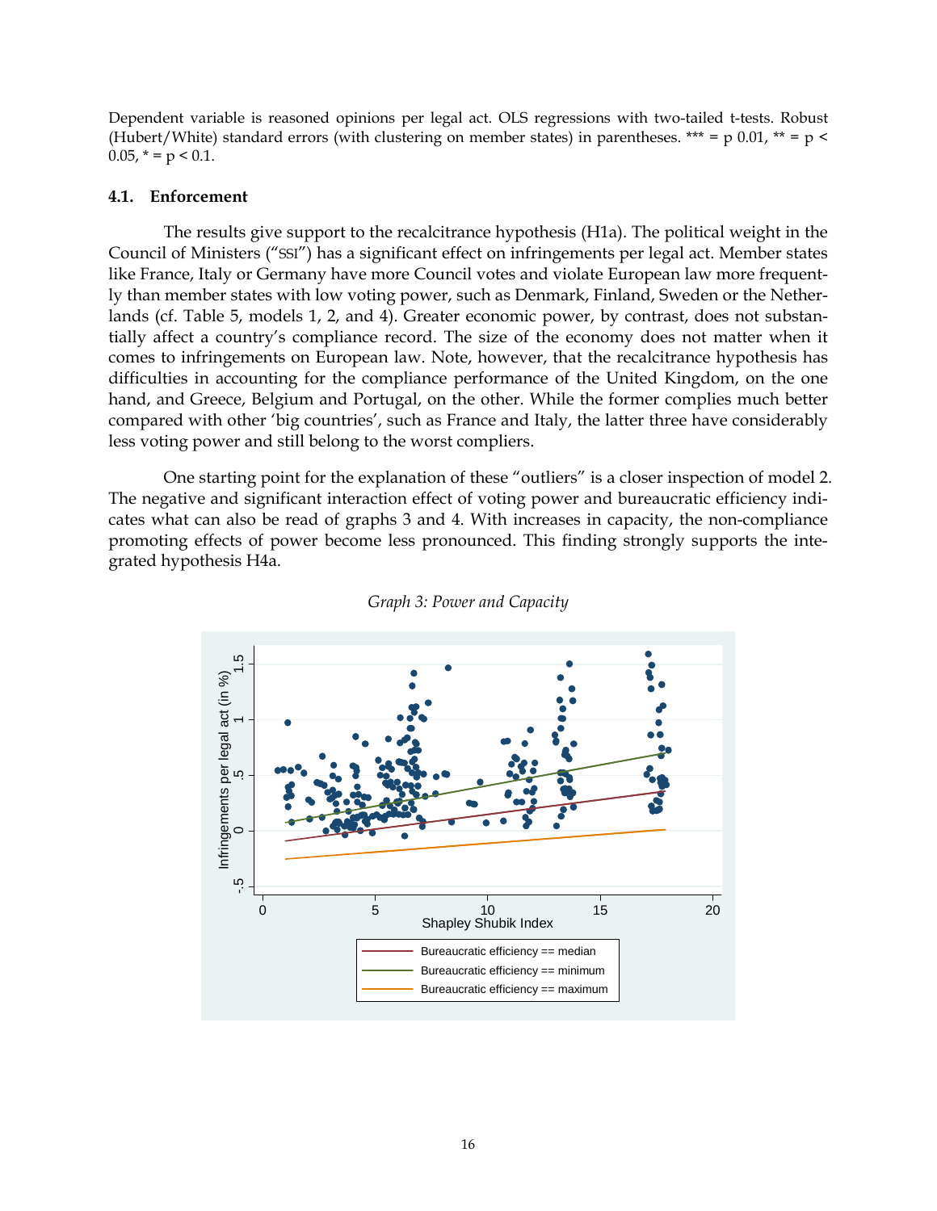Dependent variable is reasoned opinions per legal act. OLS regressions with two-tailed t-tests. Robust (Hubert/White) standard errors (with clustering on member states) in parentheses. *** = p 0.01, ** = p < 0.05, * = p < 0.1.

### 4.1. Enforcement

The results give support to the recalcitrance hypothesis (H1a). The political weight in the Council of Ministers ("SSI") has a significant effect on infringements per legal act. Member states like France, Italy or Germany have more Council votes and violate European law more frequently than member states with low voting power, such as Denmark, Finland, Sweden or the Netherlands (cf. Table 5, models 1, 2, and 4). Greater economic power, by contrast, does not substantially affect a country's compliance record. The size of the economy does not matter when it comes to infringements on European law. Note, however, that the recalcitrance hypothesis has difficulties in accounting for the compliance performance of the United Kingdom, on the one hand, and Greece, Belgium and Portugal, on the other. While the former complies much better compared with other 'big countries', such as France and Italy, the latter three have considerably less voting power and still belong to the worst compliers.

One starting point for the explanation of these "outliers" is a closer inspection of model 2. The negative and significant interaction effect of voting power and bureaucratic efficiency indicates what can also be read of graphs 3 and 4. With increases in capacity, the non-compliance promoting effects of power become less pronounced. This finding strongly supports the integrated hypothesis H4a.

*Graph 3: Power and Capacity*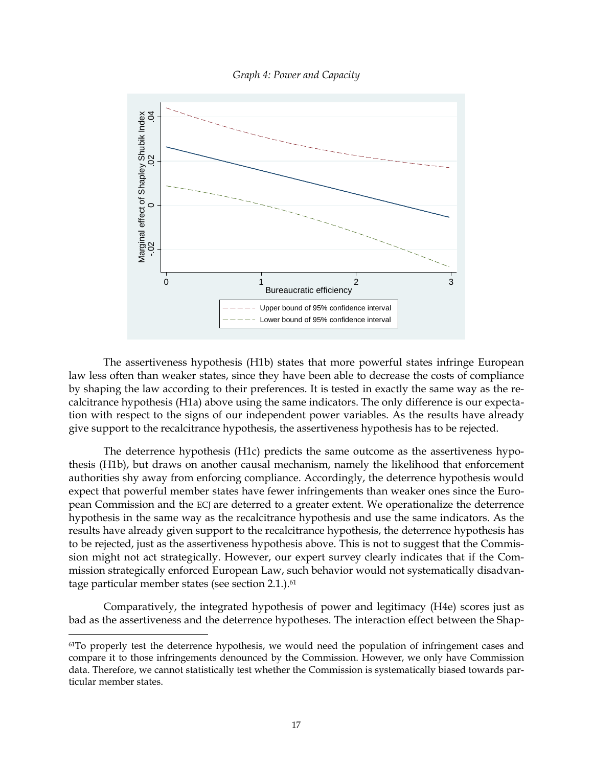*Graph 4: Power and Capacity*

The assertiveness hypothesis (H1b) states that more powerful states infringe European law less often than weaker states, since they have been able to decrease the costs of compliance by shaping the law according to their preferences. It is tested in exactly the same way as the recalcitrance hypothesis (H1a) above using the same indicators. The only difference is our expectation with respect to the signs of our independent power variables. As the results have already give support to the recalcitrance hypothesis, the assertiveness hypothesis has to be rejected.

The deterrence hypothesis (H1c) predicts the same outcome as the assertiveness hypothesis (H1b), but draws on another causal mechanism, namely the likelihood that enforcement authorities shy away from enforcing compliance. Accordingly, the deterrence hypothesis would expect that powerful member states have fewer infringements than weaker ones since the European Commission and the ECJ are deterred to a greater extent. We operationalize the deterrence hypothesis in the same way as the recalcitrance hypothesis and use the same indicators. As the results have already given support to the recalcitrance hypothesis, the deterrence hypothesis has to be rejected, just as the assertiveness hypothesis above. This is not to suggest that the Commission might not act strategically. However, our expert survey clearly indicates that if the Commission strategically enforced European Law, such behavior would not systematically disadvantage particular member states (see section 2.1.).[61]

Comparatively, the integrated hypothesis of power and legitimacy (H4e) scores just as bad as the assertiveness and the deterrence hypotheses. The interaction effect between the Shap-

---

[61] To properly test the deterrence hypothesis, we would need the population of infringement cases and compare it to those infringements denounced by the Commission. However, we only have Commission data. Therefore, we cannot statistically test whether the Commission is systematically biased towards particular member states.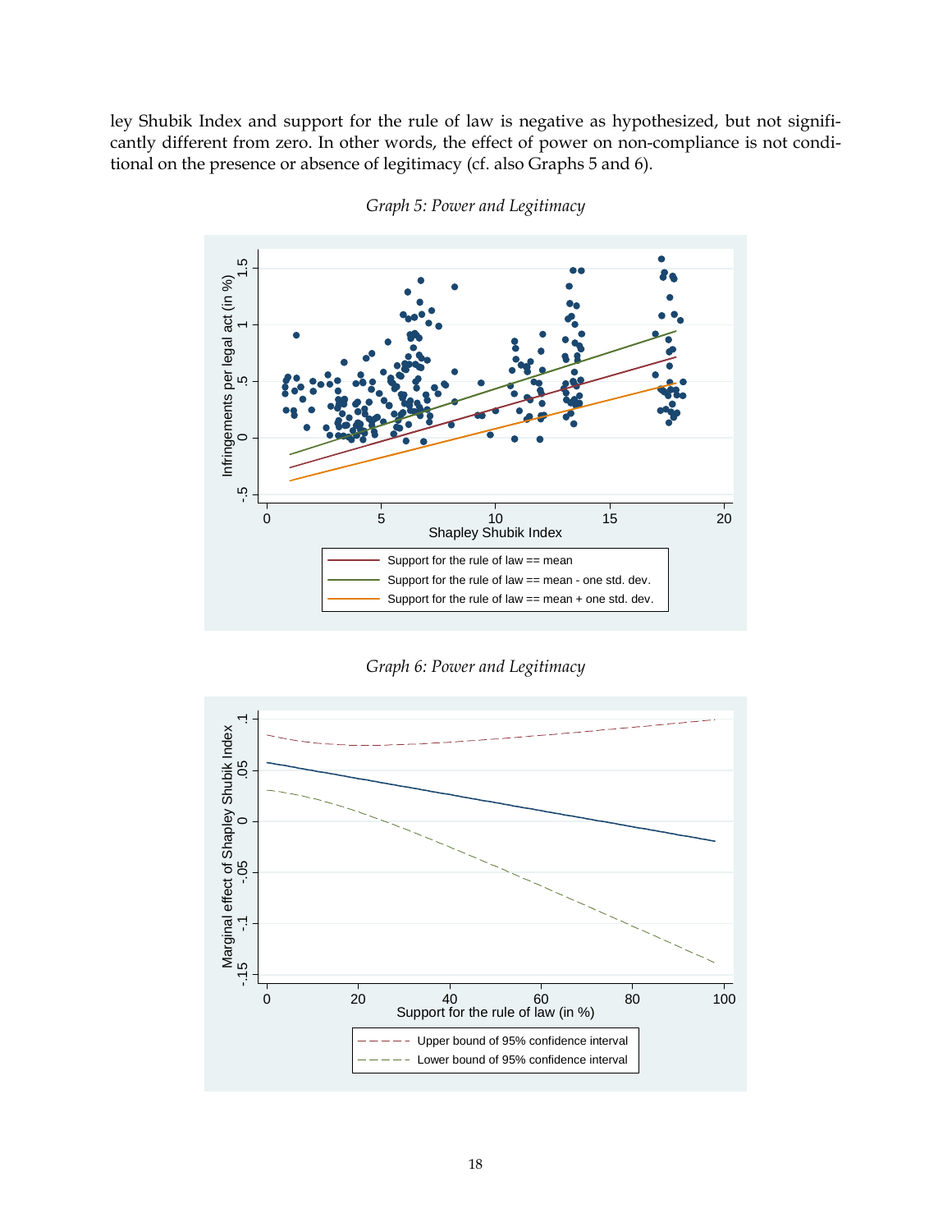ley Shubik Index and support for the rule of law is negative as hypothesized, but not significantly different from zero. In other words, the effect of power on non-compliance is not conditional on the presence or absence of legitimacy (cf. also Graphs 5 and 6).

*Graph 5: Power and Legitimacy*

*Graph 6: Power and Legitimacy*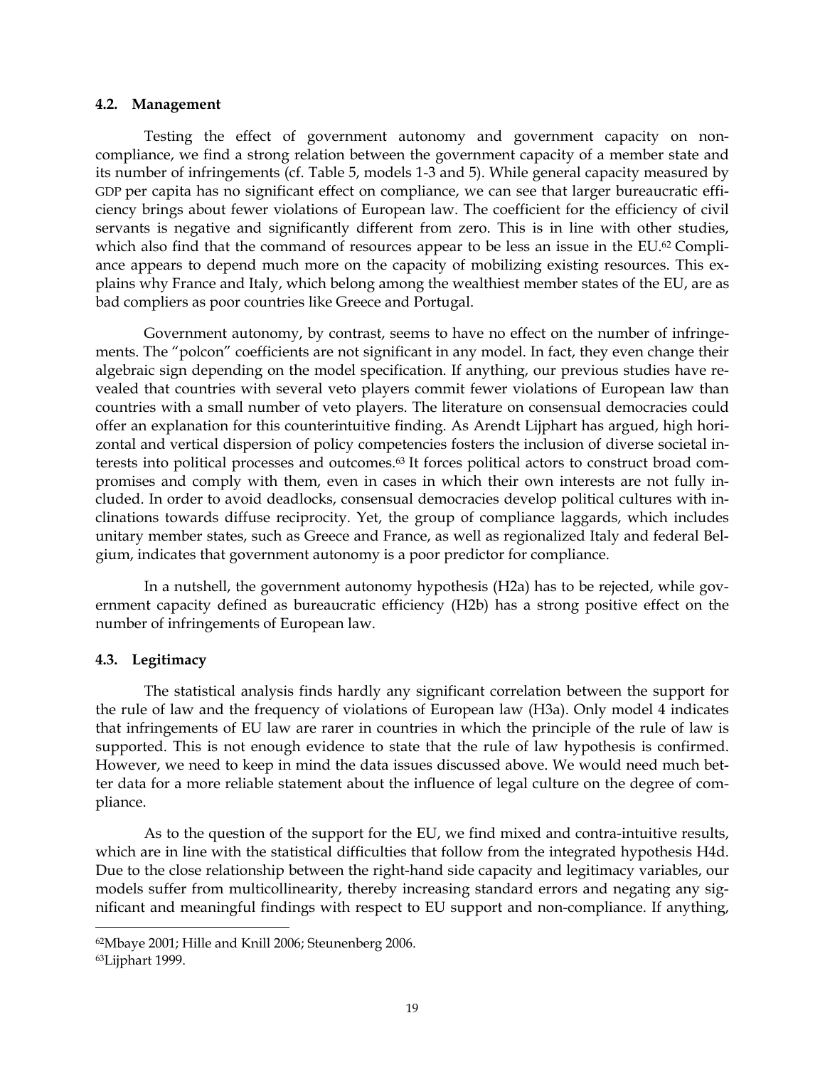### 4.2. Management

Testing the effect of government autonomy and government capacity on non-compliance, we find a strong relation between the government capacity of a member state and its number of infringements (cf. Table 5, models 1-3 and 5). While general capacity measured by GDP per capita has no significant effect on compliance, we can see that larger bureaucratic efficiency brings about fewer violations of European law. The coefficient for the efficiency of civil servants is negative and significantly different from zero. This is in line with other studies, which also find that the command of resources appear to be less an issue in the EU.[62] Compliance appears to depend much more on the capacity of mobilizing existing resources. This explains why France and Italy, which belong among the wealthiest member states of the EU, are as bad compliers as poor countries like Greece and Portugal.

Government autonomy, by contrast, seems to have no effect on the number of infringements. The "polcon" coefficients are not significant in any model. In fact, they even change their algebraic sign depending on the model specification. If anything, our previous studies have revealed that countries with several veto players commit fewer violations of European law than countries with a small number of veto players. The literature on consensual democracies could offer an explanation for this counterintuitive finding. As Arendt Lijphart has argued, high horizontal and vertical dispersion of policy competencies fosters the inclusion of diverse societal interests into political processes and outcomes.[63] It forces political actors to construct broad compromises and comply with them, even in cases in which their own interests are not fully included. In order to avoid deadlocks, consensual democracies develop political cultures with inclinations towards diffuse reciprocity. Yet, the group of compliance laggards, which includes unitary member states, such as Greece and France, as well as regionalized Italy and federal Belgium, indicates that government autonomy is a poor predictor for compliance.

In a nutshell, the government autonomy hypothesis (H2a) has to be rejected, while government capacity defined as bureaucratic efficiency (H2b) has a strong positive effect on the number of infringements of European law.

### 4.3. Legitimacy

The statistical analysis finds hardly any significant correlation between the support for the rule of law and the frequency of violations of European law (H3a). Only model 4 indicates that infringements of EU law are rarer in countries in which the principle of the rule of law is supported. This is not enough evidence to state that the rule of law hypothesis is confirmed. However, we need to keep in mind the data issues discussed above. We would need much better data for a more reliable statement about the influence of legal culture on the degree of compliance.

As to the question of the support for the EU, we find mixed and contra-intuitive results, which are in line with the statistical difficulties that follow from the integrated hypothesis H4d. Due to the close relationship between the right-hand side capacity and legitimacy variables, our models suffer from multicollinearity, thereby increasing standard errors and negating any significant and meaningful findings with respect to EU support and non-compliance. If anything,

---

[62] Mbaye 2001; Hille and Knill 2006; Steunenberg 2006.

[63] Lijphart 1999.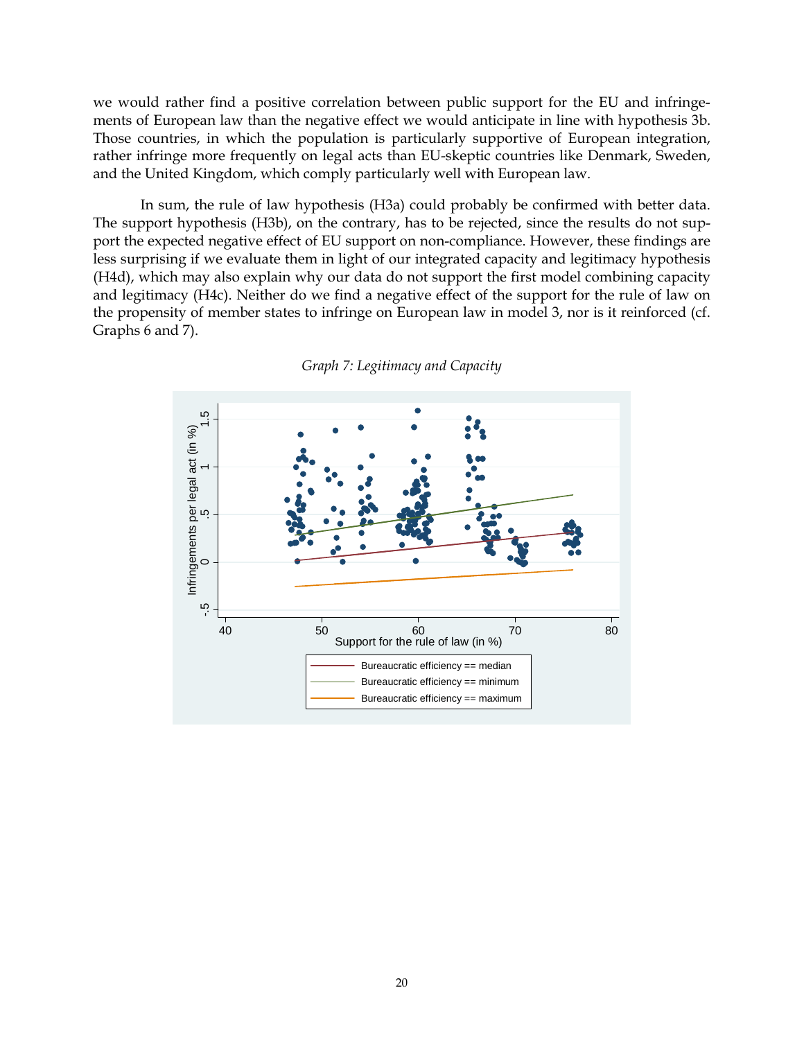we would rather find a positive correlation between public support for the EU and infringements of European law than the negative effect we would anticipate in line with hypothesis 3b. Those countries, in which the population is particularly supportive of European integration, rather infringe more frequently on legal acts than EU-skeptic countries like Denmark, Sweden, and the United Kingdom, which comply particularly well with European law.

In sum, the rule of law hypothesis (H3a) could probably be confirmed with better data. The support hypothesis (H3b), on the contrary, has to be rejected, since the results do not support the expected negative effect of EU support on non-compliance. However, these findings are less surprising if we evaluate them in light of our integrated capacity and legitimacy hypothesis (H4d), which may also explain why our data do not support the first model combining capacity and legitimacy (H4c). Neither do we find a negative effect of the support for the rule of law on the propensity of member states to infringe on European law in model 3, nor is it reinforced (cf. Graphs 6 and 7).

*Graph 7: Legitimacy and Capacity*

Infringements per legal act (in %)

Support for the rule of law (in %)

Bureaucratic efficiency == median

Bureaucratic efficiency == minimum

Bureaucratic efficiency == maximum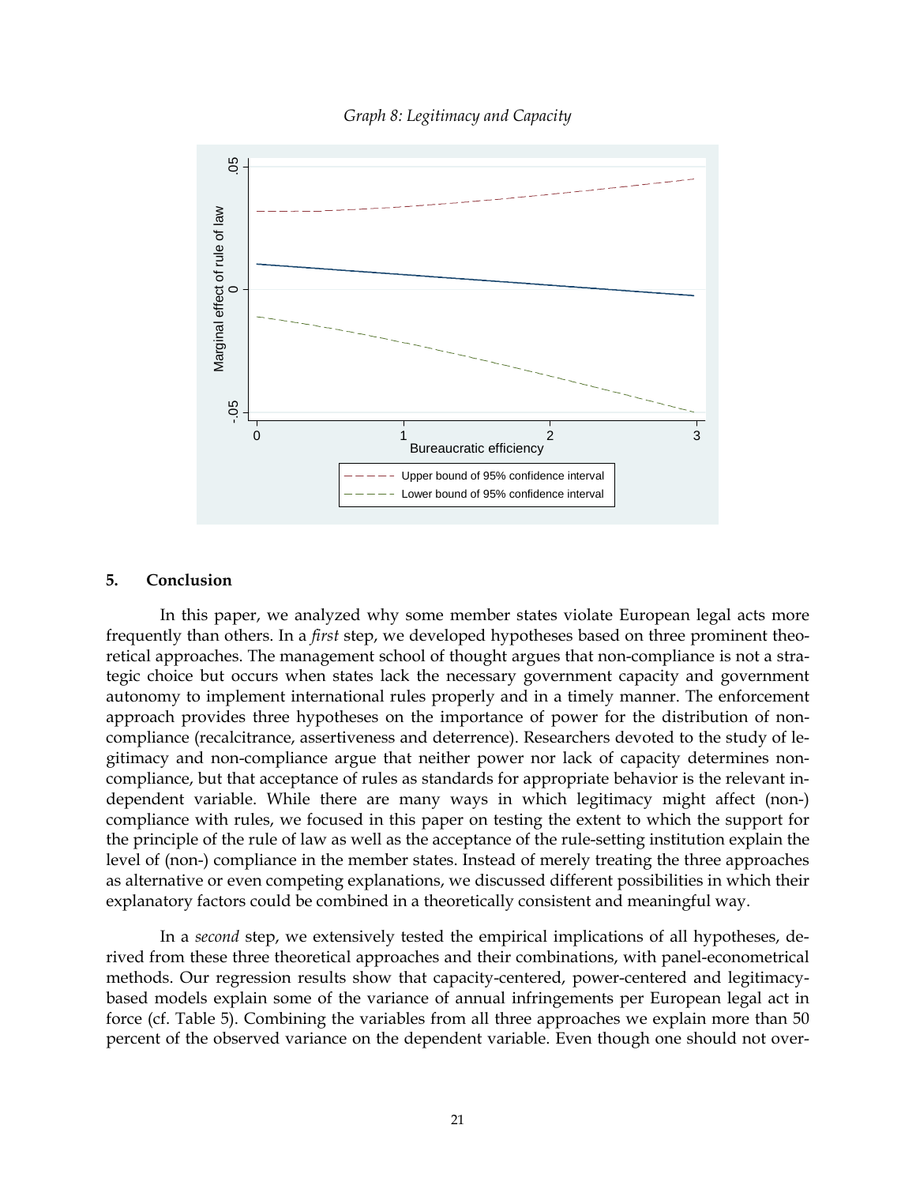*Graph 8: Legitimacy and Capacity*

## 5. Conclusion

In this paper, we analyzed why some member states violate European legal acts more frequently than others. In a *first* step, we developed hypotheses based on three prominent theoretical approaches. The management school of thought argues that non-compliance is not a strategic choice but occurs when states lack the necessary government capacity and government autonomy to implement international rules properly and in a timely manner. The enforcement approach provides three hypotheses on the importance of power for the distribution of non-compliance (recalcitrance, assertiveness and deterrence). Researchers devoted to the study of legitimacy and non-compliance argue that neither power nor lack of capacity determines non-compliance, but that acceptance of rules as standards for appropriate behavior is the relevant independent variable. While there are many ways in which legitimacy might affect (non-) compliance with rules, we focused in this paper on testing the extent to which the support for the principle of the rule of law as well as the acceptance of the rule-setting institution explain the level of (non-) compliance in the member states. Instead of merely treating the three approaches as alternative or even competing explanations, we discussed different possibilities in which their explanatory factors could be combined in a theoretically consistent and meaningful way.

In a *second* step, we extensively tested the empirical implications of all hypotheses, derived from these three theoretical approaches and their combinations, with panel-econometrical methods. Our regression results show that capacity-centered, power-centered and legitimacy-based models explain some of the variance of annual infringements per European legal act in force (cf. Table 5). Combining the variables from all three approaches we explain more than 50 percent of the observed variance on the dependent variable. Even though one should not over-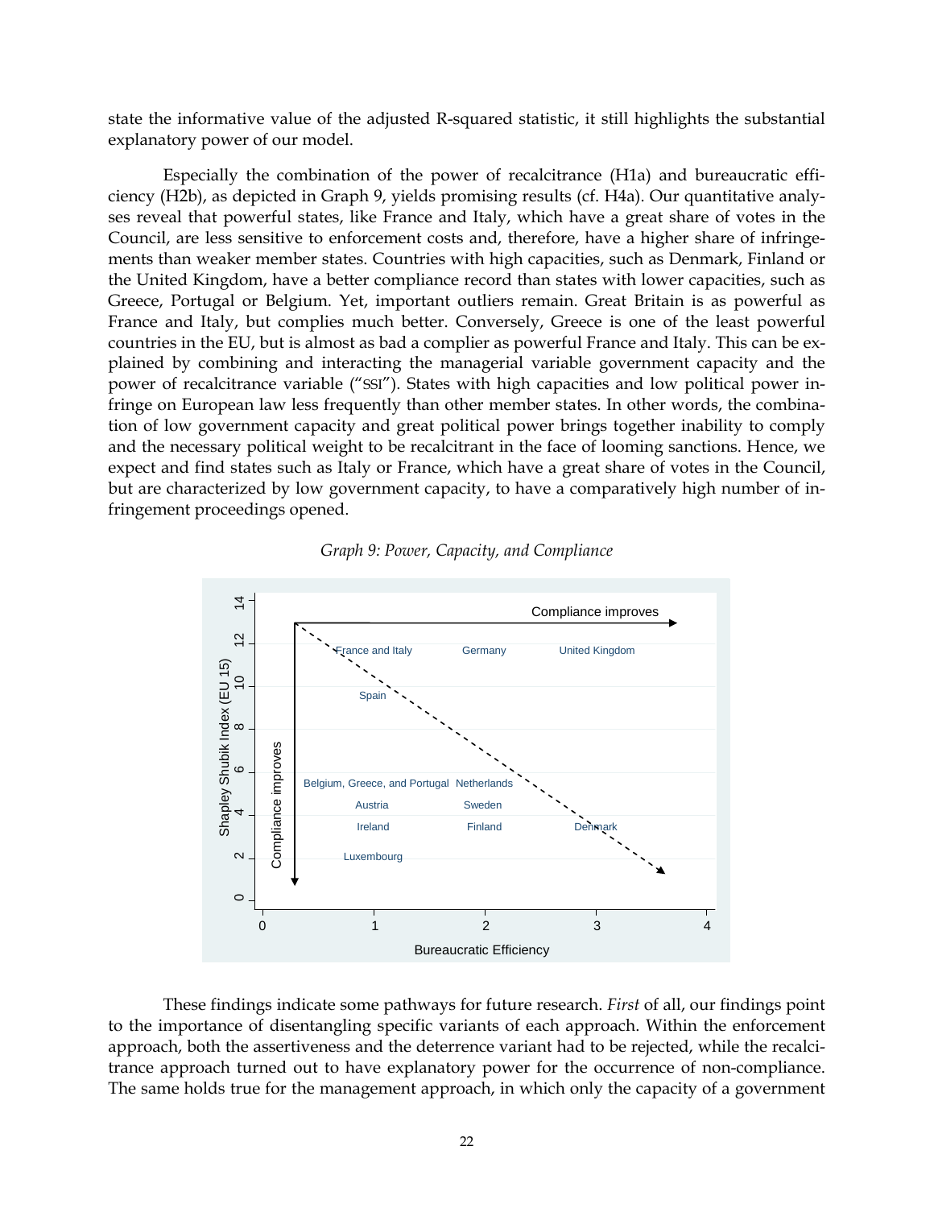state the informative value of the adjusted R-squared statistic, it still highlights the substantial explanatory power of our model.

Especially the combination of the power of recalcitrance (H1a) and bureaucratic efficiency (H2b), as depicted in Graph 9, yields promising results (cf. H4a). Our quantitative analyses reveal that powerful states, like France and Italy, which have a great share of votes in the Council, are less sensitive to enforcement costs and, therefore, have a higher share of infringements than weaker member states. Countries with high capacities, such as Denmark, Finland or the United Kingdom, have a better compliance record than states with lower capacities, such as Greece, Portugal or Belgium. Yet, important outliers remain. Great Britain is as powerful as France and Italy, but complies much better. Conversely, Greece is one of the least powerful countries in the EU, but is almost as bad a complier as powerful France and Italy. This can be explained by combining and interacting the managerial variable government capacity and the power of recalcitrance variable ("SSI"). States with high capacities and low political power infringe on European law less frequently than other member states. In other words, the combination of low government capacity and great political power brings together inability to comply and the necessary political weight to be recalcitrant in the face of looming sanctions. Hence, we expect and find states such as Italy or France, which have a great share of votes in the Council, but are characterized by low government capacity, to have a comparatively high number of infringement proceedings opened.

*Graph 9: Power, Capacity, and Compliance*

These findings indicate some pathways for future research. *First* of all, our findings point to the importance of disentangling specific variants of each approach. Within the enforcement approach, both the assertiveness and the deterrence variant had to be rejected, while the recalcitrance approach turned out to have explanatory power for the occurrence of non-compliance. The same holds true for the management approach, in which only the capacity of a government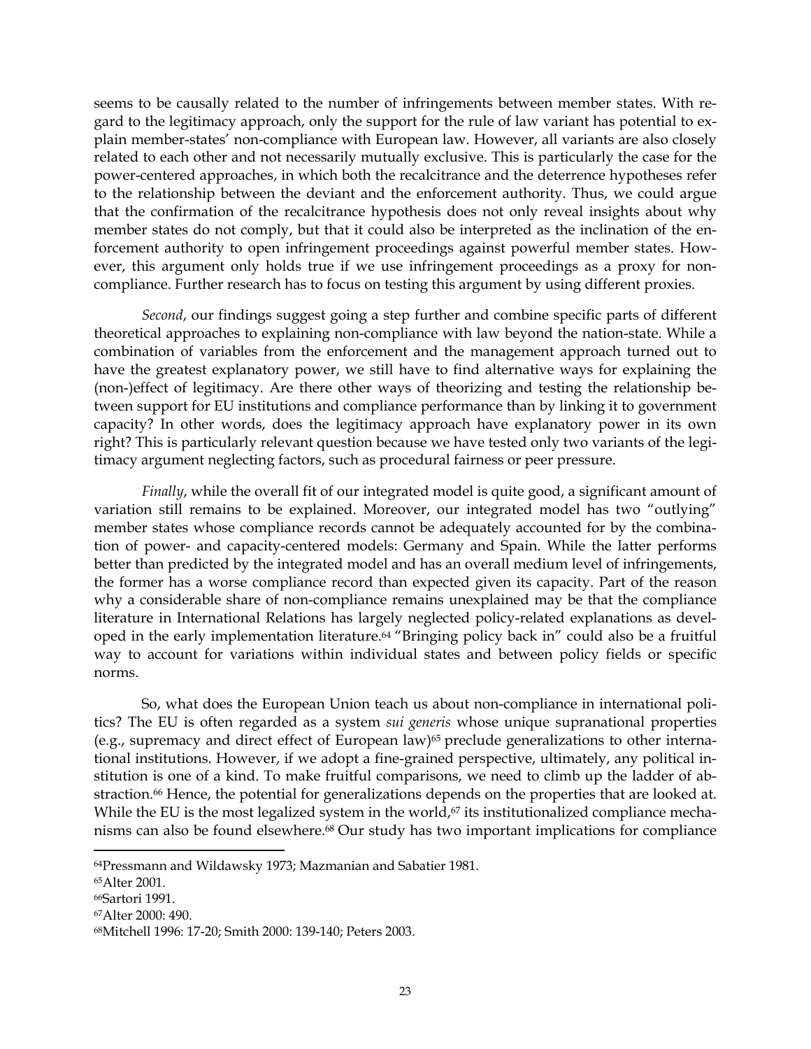seems to be causally related to the number of infringements between member states. With regard to the legitimacy approach, only the support for the rule of law variant has potential to explain member-states' non-compliance with European law. However, all variants are also closely related to each other and not necessarily mutually exclusive. This is particularly the case for the power-centered approaches, in which both the recalcitrance and the deterrence hypotheses refer to the relationship between the deviant and the enforcement authority. Thus, we could argue that the confirmation of the recalcitrance hypothesis does not only reveal insights about why member states do not comply, but that it could also be interpreted as the inclination of the enforcement authority to open infringement proceedings against powerful member states. However, this argument only holds true if we use infringement proceedings as a proxy for non-compliance. Further research has to focus on testing this argument by using different proxies.

*Second*, our findings suggest going a step further and combine specific parts of different theoretical approaches to explaining non-compliance with law beyond the nation-state. While a combination of variables from the enforcement and the management approach turned out to have the greatest explanatory power, we still have to find alternative ways for explaining the (non-)effect of legitimacy. Are there other ways of theorizing and testing the relationship between support for EU institutions and compliance performance than by linking it to government capacity? In other words, does the legitimacy approach have explanatory power in its own right? This is particularly relevant question because we have tested only two variants of the legitimacy argument neglecting factors, such as procedural fairness or peer pressure.

*Finally*, while the overall fit of our integrated model is quite good, a significant amount of variation still remains to be explained. Moreover, our integrated model has two "outlying" member states whose compliance records cannot be adequately accounted for by the combination of power- and capacity-centered models: Germany and Spain. While the latter performs better than predicted by the integrated model and has an overall medium level of infringements, the former has a worse compliance record than expected given its capacity. Part of the reason why a considerable share of non-compliance remains unexplained may be that the compliance literature in International Relations has largely neglected policy-related explanations as developed in the early implementation literature.[64] "Bringing policy back in" could also be a fruitful way to account for variations within individual states and between policy fields or specific norms.

So, what does the European Union teach us about non-compliance in international politics? The EU is often regarded as a system *sui generis* whose unique supranational properties (e.g., supremacy and direct effect of European law)[65] preclude generalizations to other international institutions. However, if we adopt a fine-grained perspective, ultimately, any political institution is one of a kind. To make fruitful comparisons, we need to climb up the ladder of abstraction.[66] Hence, the potential for generalizations depends on the properties that are looked at. While the EU is the most legalized system in the world,[67] its institutionalized compliance mechanisms can also be found elsewhere.[68] Our study has two important implications for compliance

---

[64] Pressmann and Wildawsky 1973; Mazmanian and Sabatier 1981.

[65] Alter 2001.

[66] Sartori 1991.

[67] Alter 2000: 490.

[68] Mitchell 1996: 17-20; Smith 2000: 139-140; Peters 2003.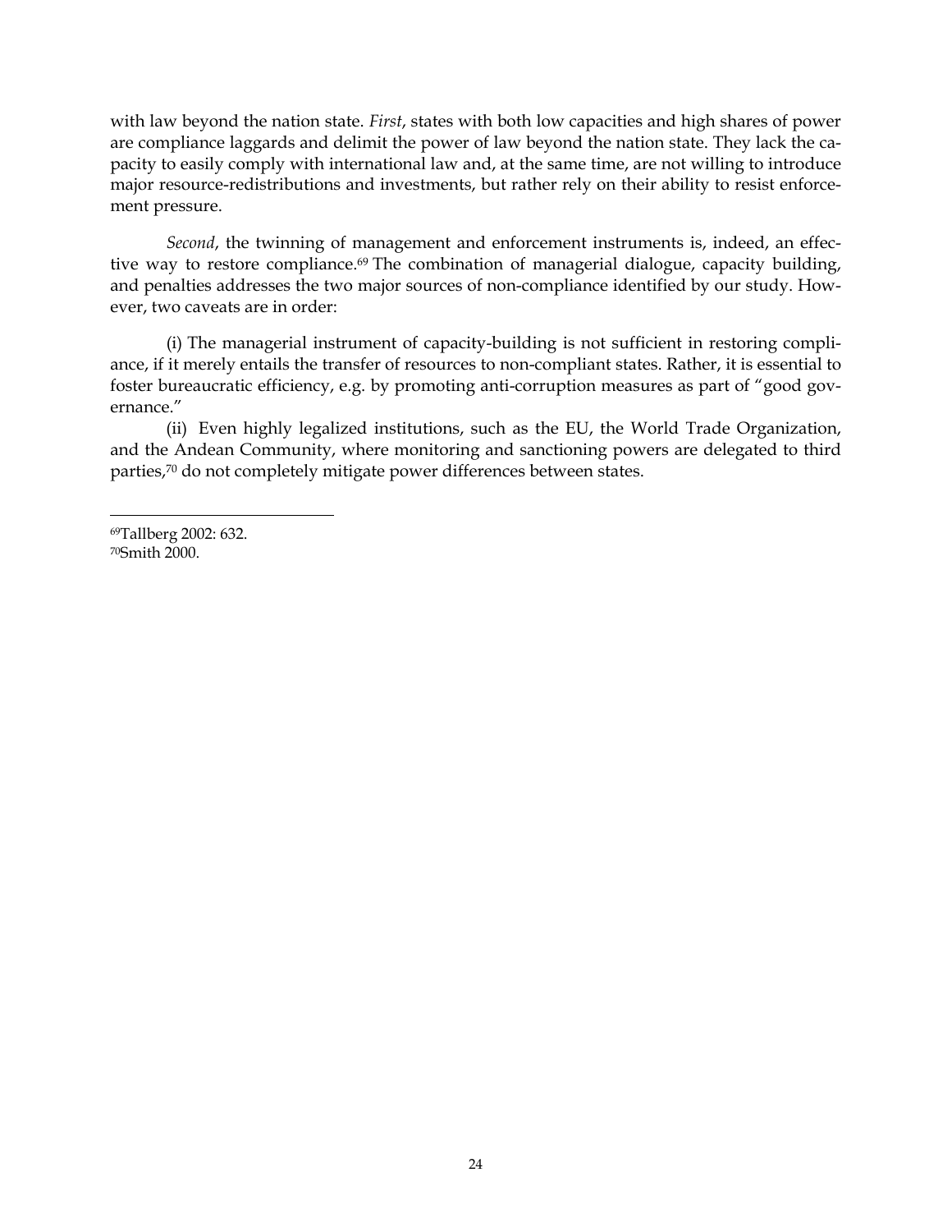with law beyond the nation state. *First*, states with both low capacities and high shares of power are compliance laggards and delimit the power of law beyond the nation state. They lack the capacity to easily comply with international law and, at the same time, are not willing to introduce major resource-redistributions and investments, but rather rely on their ability to resist enforcement pressure.

*Second*, the twinning of management and enforcement instruments is, indeed, an effective way to restore compliance.[69] The combination of managerial dialogue, capacity building, and penalties addresses the two major sources of non-compliance identified by our study. However, two caveats are in order:

(i) The managerial instrument of capacity-building is not sufficient in restoring compliance, if it merely entails the transfer of resources to non-compliant states. Rather, it is essential to foster bureaucratic efficiency, e.g. by promoting anti-corruption measures as part of "good governance."

(ii) Even highly legalized institutions, such as the EU, the World Trade Organization, and the Andean Community, where monitoring and sanctioning powers are delegated to third parties,[70] do not completely mitigate power differences between states.

---

[69] Tallberg 2002: 632.
[70] Smith 2000.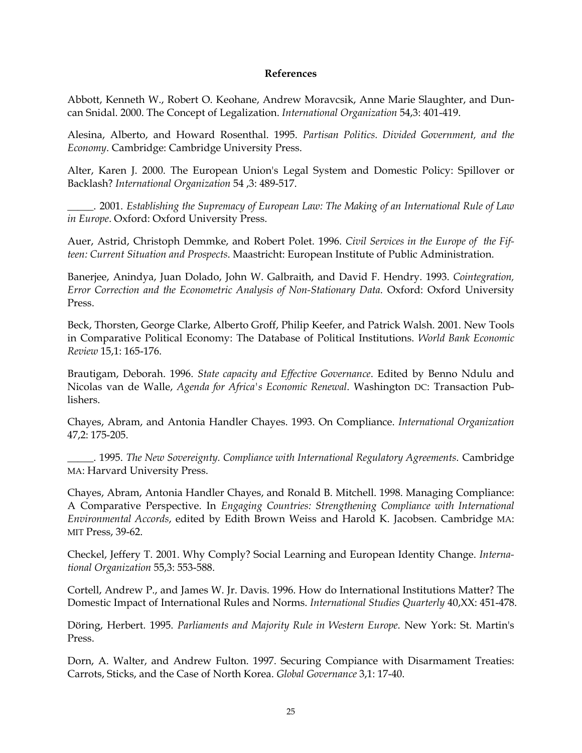**References**

Abbott, Kenneth W., Robert O. Keohane, Andrew Moravcsik, Anne Marie Slaughter, and Duncan Snidal. 2000. The Concept of Legalization. *International Organization* 54,3: 401-419.

Alesina, Alberto, and Howard Rosenthal. 1995. *Partisan Politics. Divided Government, and the Economy*. Cambridge: Cambridge University Press.

Alter, Karen J. 2000. The European Union's Legal System and Domestic Policy: Spillover or Backlash? *International Organization* 54 ,3: 489-517.

_____. 2001. *Establishing the Supremacy of European Law: The Making of an International Rule of Law in Europe*. Oxford: Oxford University Press.

Auer, Astrid, Christoph Demmke, and Robert Polet. 1996. *Civil Services in the Europe of the Fifteen: Current Situation and Prospects*. Maastricht: European Institute of Public Administration.

Banerjee, Anindya, Juan Dolado, John W. Galbraith, and David F. Hendry. 1993. *Cointegration, Error Correction and the Econometric Analysis of Non-Stationary Data*. Oxford: Oxford University Press.

Beck, Thorsten, George Clarke, Alberto Groff, Philip Keefer, and Patrick Walsh. 2001. New Tools in Comparative Political Economy: The Database of Political Institutions. *World Bank Economic Review* 15,1: 165-176.

Brautigam, Deborah. 1996. *State capacity and Effective Governance*. Edited by Benno Ndulu and Nicolas van de Walle, *Agenda for Africa's Economic Renewal*. Washington DC: Transaction Publishers.

Chayes, Abram, and Antonia Handler Chayes. 1993. On Compliance. *International Organization* 47,2: 175-205.

_____. 1995. *The New Sovereignty. Compliance with International Regulatory Agreements*. Cambridge MA: Harvard University Press.

Chayes, Abram, Antonia Handler Chayes, and Ronald B. Mitchell. 1998. Managing Compliance: A Comparative Perspective. In *Engaging Countries: Strengthening Compliance with International Environmental Accords*, edited by Edith Brown Weiss and Harold K. Jacobsen. Cambridge MA: MIT Press, 39-62.

Checkel, Jeffery T. 2001. Why Comply? Social Learning and European Identity Change. *International Organization* 55,3: 553-588.

Cortell, Andrew P., and James W. Jr. Davis. 1996. How do International Institutions Matter? The Domestic Impact of International Rules and Norms. *International Studies Quarterly* 40,XX: 451-478.

Döring, Herbert. 1995. *Parliaments and Majority Rule in Western Europe*. New York: St. Martin's Press.

Dorn, A. Walter, and Andrew Fulton. 1997. Securing Compiance with Disarmament Treaties: Carrots, Sticks, and the Case of North Korea. *Global Governance* 3,1: 17-40.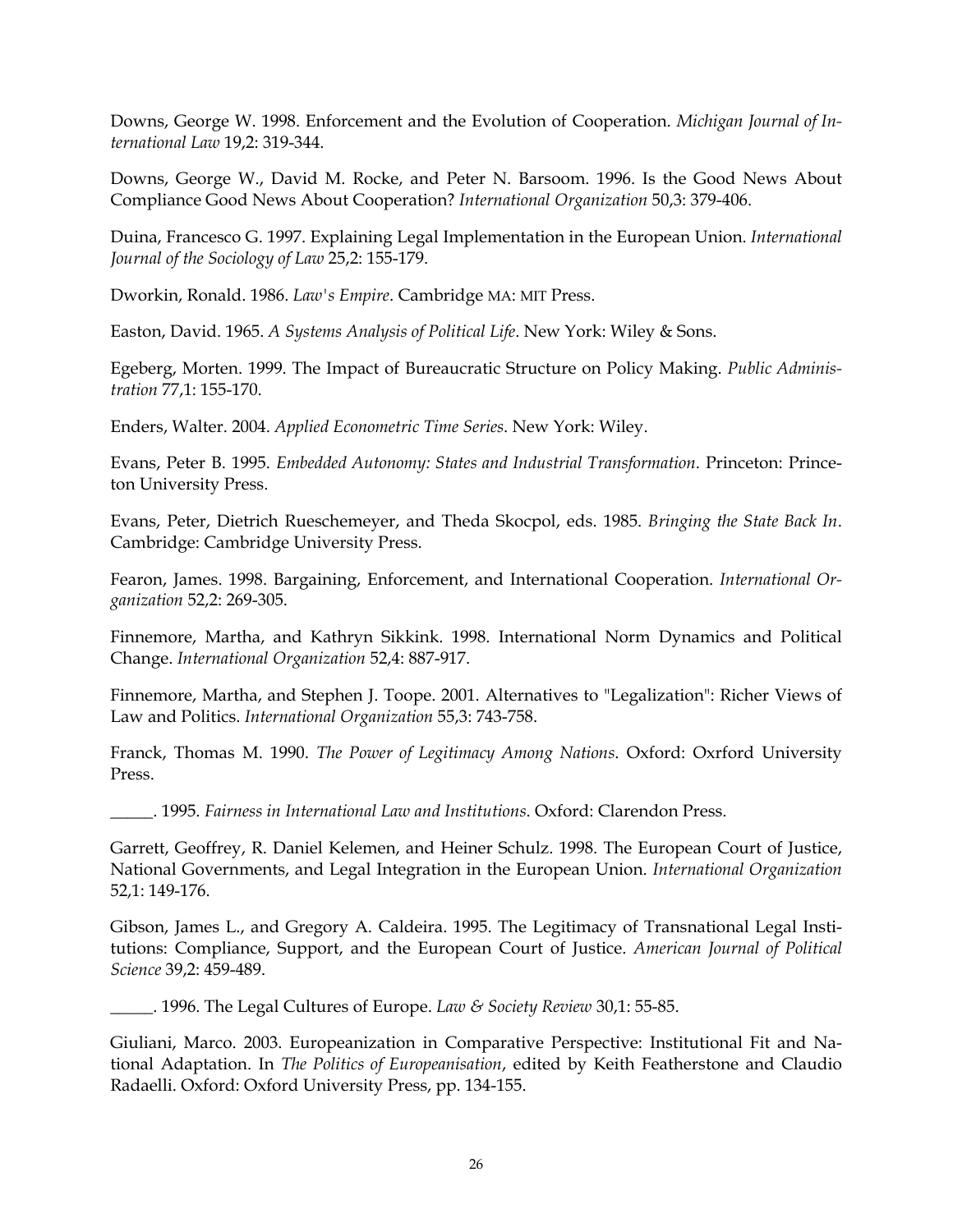Downs, George W. 1998. Enforcement and the Evolution of Cooperation. *Michigan Journal of International Law* 19,2: 319-344.

Downs, George W., David M. Rocke, and Peter N. Barsoom. 1996. Is the Good News About Compliance Good News About Cooperation? *International Organization* 50,3: 379-406.

Duina, Francesco G. 1997. Explaining Legal Implementation in the European Union. *International Journal of the Sociology of Law* 25,2: 155-179.

Dworkin, Ronald. 1986. *Law's Empire*. Cambridge MA: MIT Press.

Easton, David. 1965. *A Systems Analysis of Political Life*. New York: Wiley & Sons.

Egeberg, Morten. 1999. The Impact of Bureaucratic Structure on Policy Making. *Public Administration* 77,1: 155-170.

Enders, Walter. 2004. *Applied Econometric Time Series*. New York: Wiley.

Evans, Peter B. 1995. *Embedded Autonomy: States and Industrial Transformation*. Princeton: Princeton University Press.

Evans, Peter, Dietrich Rueschemeyer, and Theda Skocpol, eds. 1985. *Bringing the State Back In*. Cambridge: Cambridge University Press.

Fearon, James. 1998. Bargaining, Enforcement, and International Cooperation. *International Organization* 52,2: 269-305.

Finnemore, Martha, and Kathryn Sikkink. 1998. International Norm Dynamics and Political Change. *International Organization* 52,4: 887-917.

Finnemore, Martha, and Stephen J. Toope. 2001. Alternatives to "Legalization": Richer Views of Law and Politics. *International Organization* 55,3: 743-758.

Franck, Thomas M. 1990. *The Power of Legitimacy Among Nations*. Oxford: Oxrford University Press.

_____. 1995. *Fairness in International Law and Institutions*. Oxford: Clarendon Press.

Garrett, Geoffrey, R. Daniel Kelemen, and Heiner Schulz. 1998. The European Court of Justice, National Governments, and Legal Integration in the European Union. *International Organization* 52,1: 149-176.

Gibson, James L., and Gregory A. Caldeira. 1995. The Legitimacy of Transnational Legal Institutions: Compliance, Support, and the European Court of Justice. *American Journal of Political Science* 39,2: 459-489.

_____. 1996. The Legal Cultures of Europe. *Law & Society Review* 30,1: 55-85.

Giuliani, Marco. 2003. Europeanization in Comparative Perspective: Institutional Fit and National Adaptation. In *The Politics of Europeanisation*, edited by Keith Featherstone and Claudio Radaelli. Oxford: Oxford University Press, pp. 134-155.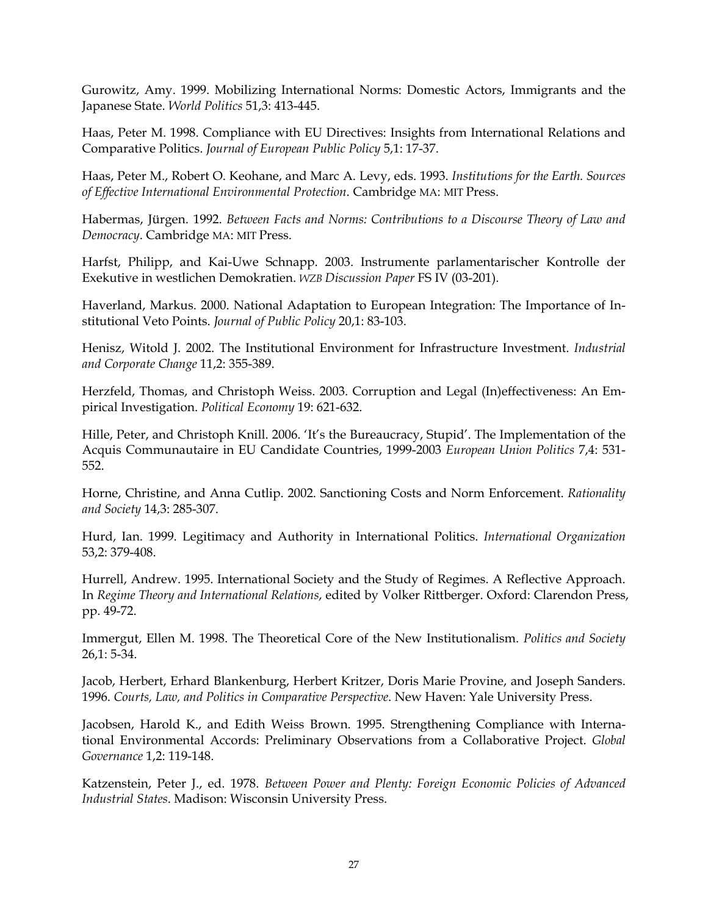Gurowitz, Amy. 1999. Mobilizing International Norms: Domestic Actors, Immigrants and the Japanese State. *World Politics* 51,3: 413-445.

Haas, Peter M. 1998. Compliance with EU Directives: Insights from International Relations and Comparative Politics. *Journal of European Public Policy* 5,1: 17-37.

Haas, Peter M., Robert O. Keohane, and Marc A. Levy, eds. 1993. *Institutions for the Earth. Sources of Effective International Environmental Protection*. Cambridge MA: MIT Press.

Habermas, Jürgen. 1992. *Between Facts and Norms: Contributions to a Discourse Theory of Law and Democracy*. Cambridge MA: MIT Press.

Harfst, Philipp, and Kai-Uwe Schnapp. 2003. Instrumente parlamentarischer Kontrolle der Exekutive in westlichen Demokratien. *WZB Discussion Paper* FS IV (03-201).

Haverland, Markus. 2000. National Adaptation to European Integration: The Importance of Institutional Veto Points. *Journal of Public Policy* 20,1: 83-103.

Henisz, Witold J. 2002. The Institutional Environment for Infrastructure Investment. *Industrial and Corporate Change* 11,2: 355-389.

Herzfeld, Thomas, and Christoph Weiss. 2003. Corruption and Legal (In)effectiveness: An Empirical Investigation. *Political Economy* 19: 621-632.

Hille, Peter, and Christoph Knill. 2006. 'It's the Bureaucracy, Stupid'. The Implementation of the Acquis Communautaire in EU Candidate Countries, 1999-2003 *European Union Politics* 7,4: 531-552.

Horne, Christine, and Anna Cutlip. 2002. Sanctioning Costs and Norm Enforcement. *Rationality and Society* 14,3: 285-307.

Hurd, Ian. 1999. Legitimacy and Authority in International Politics. *International Organization* 53,2: 379-408.

Hurrell, Andrew. 1995. International Society and the Study of Regimes. A Reflective Approach. In *Regime Theory and International Relations*, edited by Volker Rittberger. Oxford: Clarendon Press, pp. 49-72.

Immergut, Ellen M. 1998. The Theoretical Core of the New Institutionalism. *Politics and Society* 26,1: 5-34.

Jacob, Herbert, Erhard Blankenburg, Herbert Kritzer, Doris Marie Provine, and Joseph Sanders. 1996. *Courts, Law, and Politics in Comparative Perspective*. New Haven: Yale University Press.

Jacobsen, Harold K., and Edith Weiss Brown. 1995. Strengthening Compliance with International Environmental Accords: Preliminary Observations from a Collaborative Project. *Global Governance* 1,2: 119-148.

Katzenstein, Peter J., ed. 1978. *Between Power and Plenty: Foreign Economic Policies of Advanced Industrial States*. Madison: Wisconsin University Press.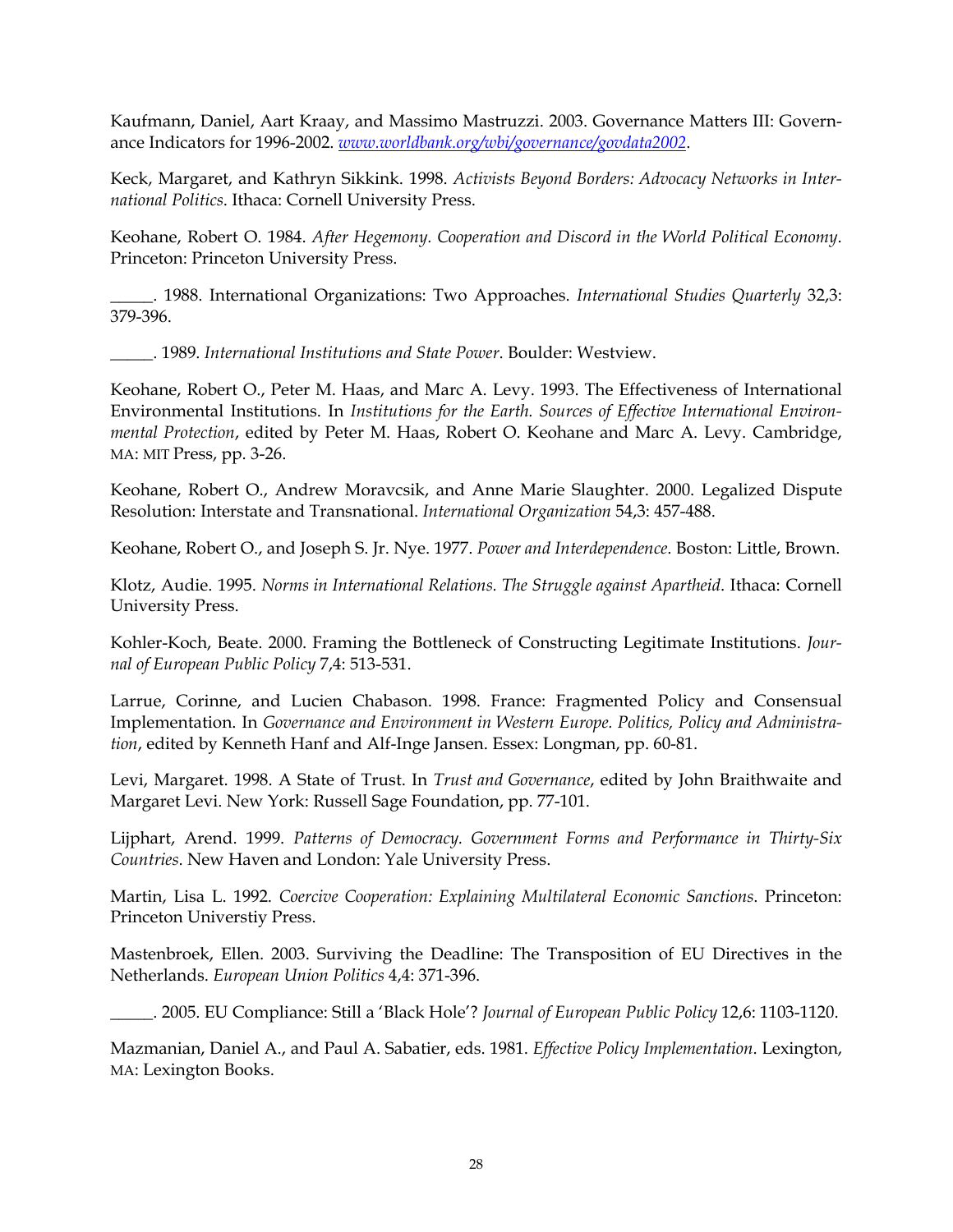Kaufmann, Daniel, Aart Kraay, and Massimo Mastruzzi. 2003. Governance Matters III: Governance Indicators for 1996-2002. *www.worldbank.org/wbi/governance/govdata2002*.

Keck, Margaret, and Kathryn Sikkink. 1998. *Activists Beyond Borders: Advocacy Networks in International Politics*. Ithaca: Cornell University Press.

Keohane, Robert O. 1984. *After Hegemony. Cooperation and Discord in the World Political Economy*. Princeton: Princeton University Press.

_____. 1988. International Organizations: Two Approaches. *International Studies Quarterly* 32,3: 379-396.

_____. 1989. *International Institutions and State Power*. Boulder: Westview.

Keohane, Robert O., Peter M. Haas, and Marc A. Levy. 1993. The Effectiveness of International Environmental Institutions. In *Institutions for the Earth. Sources of Effective International Environmental Protection*, edited by Peter M. Haas, Robert O. Keohane and Marc A. Levy. Cambridge, MA: MIT Press, pp. 3-26.

Keohane, Robert O., Andrew Moravcsik, and Anne Marie Slaughter. 2000. Legalized Dispute Resolution: Interstate and Transnational. *International Organization* 54,3: 457-488.

Keohane, Robert O., and Joseph S. Jr. Nye. 1977. *Power and Interdependence*. Boston: Little, Brown.

Klotz, Audie. 1995. *Norms in International Relations. The Struggle against Apartheid*. Ithaca: Cornell University Press.

Kohler-Koch, Beate. 2000. Framing the Bottleneck of Constructing Legitimate Institutions. *Journal of European Public Policy* 7,4: 513-531.

Larrue, Corinne, and Lucien Chabason. 1998. France: Fragmented Policy and Consensual Implementation. In *Governance and Environment in Western Europe. Politics, Policy and Administration*, edited by Kenneth Hanf and Alf-Inge Jansen. Essex: Longman, pp. 60-81.

Levi, Margaret. 1998. A State of Trust. In *Trust and Governance*, edited by John Braithwaite and Margaret Levi. New York: Russell Sage Foundation, pp. 77-101.

Lijphart, Arend. 1999. *Patterns of Democracy. Government Forms and Performance in Thirty-Six Countries*. New Haven and London: Yale University Press.

Martin, Lisa L. 1992. *Coercive Cooperation: Explaining Multilateral Economic Sanctions*. Princeton: Princeton Universtiy Press.

Mastenbroek, Ellen. 2003. Surviving the Deadline: The Transposition of EU Directives in the Netherlands. *European Union Politics* 4,4: 371-396.

_____. 2005. EU Compliance: Still a 'Black Hole'? *Journal of European Public Policy* 12,6: 1103-1120.

Mazmanian, Daniel A., and Paul A. Sabatier, eds. 1981. *Effective Policy Implementation*. Lexington, MA: Lexington Books.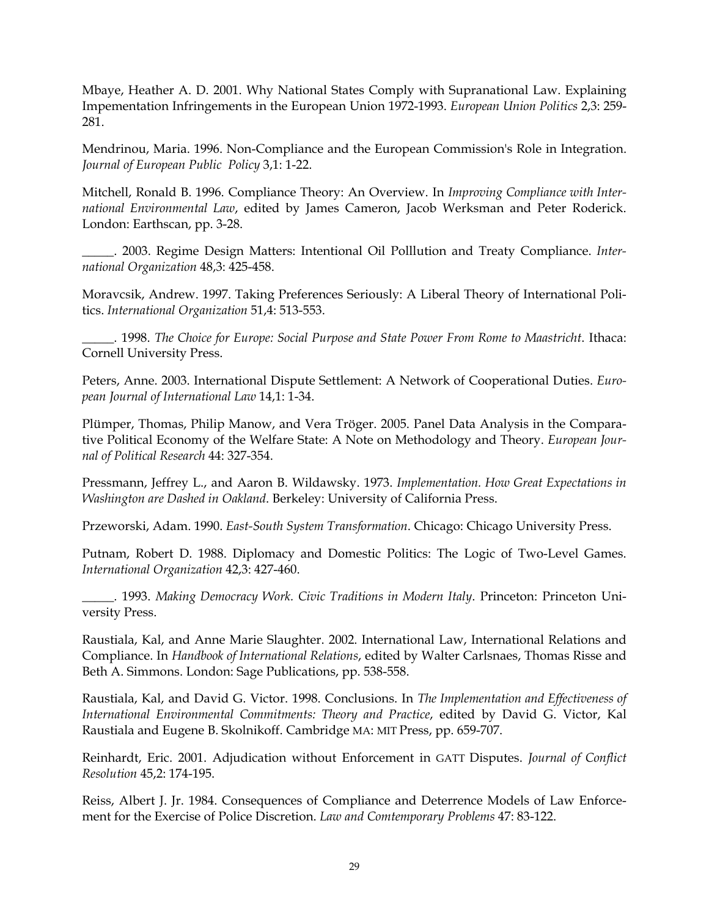Mbaye, Heather A. D. 2001. Why National States Comply with Supranational Law. Explaining Impementation Infringements in the European Union 1972-1993. *European Union Politics* 2,3: 259-281.

Mendrinou, Maria. 1996. Non-Compliance and the European Commission's Role in Integration. *Journal of European Public Policy* 3,1: 1-22.

Mitchell, Ronald B. 1996. Compliance Theory: An Overview. In *Improving Compliance with International Environmental Law*, edited by James Cameron, Jacob Werksman and Peter Roderick. London: Earthscan, pp. 3-28.

_____. 2003. Regime Design Matters: Intentional Oil Polllution and Treaty Compliance. *International Organization* 48,3: 425-458.

Moravcsik, Andrew. 1997. Taking Preferences Seriously: A Liberal Theory of International Politics. *International Organization* 51,4: 513-553.

_____. 1998. *The Choice for Europe: Social Purpose and State Power From Rome to Maastricht*. Ithaca: Cornell University Press.

Peters, Anne. 2003. International Dispute Settlement: A Network of Cooperational Duties. *European Journal of International Law* 14,1: 1-34.

Plümper, Thomas, Philip Manow, and Vera Tröger. 2005. Panel Data Analysis in the Comparative Political Economy of the Welfare State: A Note on Methodology and Theory. *European Journal of Political Research* 44: 327-354.

Pressmann, Jeffrey L., and Aaron B. Wildawsky. 1973. *Implementation. How Great Expectations in Washington are Dashed in Oakland*. Berkeley: University of California Press.

Przeworski, Adam. 1990. *East-South System Transformation*. Chicago: Chicago University Press.

Putnam, Robert D. 1988. Diplomacy and Domestic Politics: The Logic of Two-Level Games. *International Organization* 42,3: 427-460.

_____. 1993. *Making Democracy Work. Civic Traditions in Modern Italy*. Princeton: Princeton University Press.

Raustiala, Kal, and Anne Marie Slaughter. 2002. International Law, International Relations and Compliance. In *Handbook of International Relations*, edited by Walter Carlsnaes, Thomas Risse and Beth A. Simmons. London: Sage Publications, pp. 538-558.

Raustiala, Kal, and David G. Victor. 1998. Conclusions. In *The Implementation and Effectiveness of International Environmental Commitments: Theory and Practice*, edited by David G. Victor, Kal Raustiala and Eugene B. Skolnikoff. Cambridge MA: MIT Press, pp. 659-707.

Reinhardt, Eric. 2001. Adjudication without Enforcement in GATT Disputes. *Journal of Conflict Resolution* 45,2: 174-195.

Reiss, Albert J. Jr. 1984. Consequences of Compliance and Deterrence Models of Law Enforcement for the Exercise of Police Discretion. *Law and Comtemporary Problems* 47: 83-122.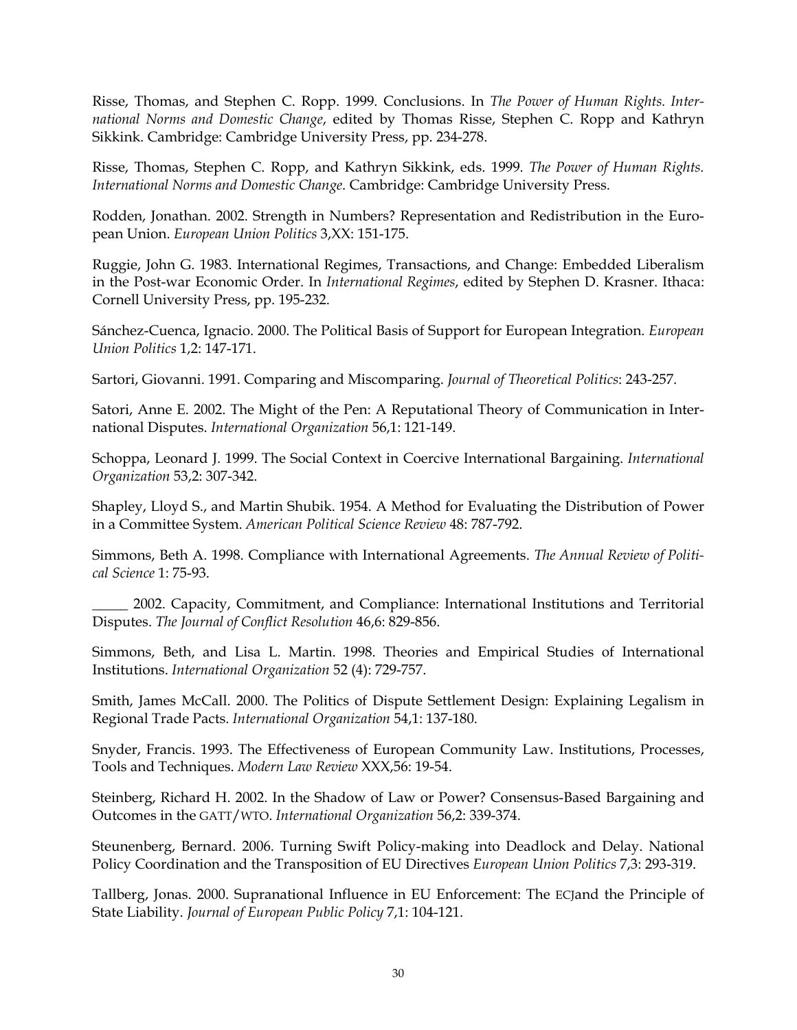Risse, Thomas, and Stephen C. Ropp. 1999. Conclusions. In *The Power of Human Rights. International Norms and Domestic Change*, edited by Thomas Risse, Stephen C. Ropp and Kathryn Sikkink. Cambridge: Cambridge University Press, pp. 234-278.

Risse, Thomas, Stephen C. Ropp, and Kathryn Sikkink, eds. 1999. *The Power of Human Rights. International Norms and Domestic Change*. Cambridge: Cambridge University Press.

Rodden, Jonathan. 2002. Strength in Numbers? Representation and Redistribution in the European Union. *European Union Politics* 3,XX: 151-175.

Ruggie, John G. 1983. International Regimes, Transactions, and Change: Embedded Liberalism in the Post-war Economic Order. In *International Regimes*, edited by Stephen D. Krasner. Ithaca: Cornell University Press, pp. 195-232.

Sánchez-Cuenca, Ignacio. 2000. The Political Basis of Support for European Integration. *European Union Politics* 1,2: 147-171.

Sartori, Giovanni. 1991. Comparing and Miscomparing. *Journal of Theoretical Politics*: 243-257.

Satori, Anne E. 2002. The Might of the Pen: A Reputational Theory of Communication in International Disputes. *International Organization* 56,1: 121-149.

Schoppa, Leonard J. 1999. The Social Context in Coercive International Bargaining. *International Organization* 53,2: 307-342.

Shapley, Lloyd S., and Martin Shubik. 1954. A Method for Evaluating the Distribution of Power in a Committee System. *American Political Science Review* 48: 787-792.

Simmons, Beth A. 1998. Compliance with International Agreements. *The Annual Review of Political Science* 1: 75-93.

_____ 2002. Capacity, Commitment, and Compliance: International Institutions and Territorial Disputes. *The Journal of Conflict Resolution* 46,6: 829-856.

Simmons, Beth, and Lisa L. Martin. 1998. Theories and Empirical Studies of International Institutions. *International Organization* 52 (4): 729-757.

Smith, James McCall. 2000. The Politics of Dispute Settlement Design: Explaining Legalism in Regional Trade Pacts. *International Organization* 54,1: 137-180.

Snyder, Francis. 1993. The Effectiveness of European Community Law. Institutions, Processes, Tools and Techniques. *Modern Law Review* XXX,56: 19-54.

Steinberg, Richard H. 2002. In the Shadow of Law or Power? Consensus-Based Bargaining and Outcomes in the GATT/WTO. *International Organization* 56,2: 339-374.

Steunenberg, Bernard. 2006. Turning Swift Policy-making into Deadlock and Delay. National Policy Coordination and the Transposition of EU Directives *European Union Politics* 7,3: 293-319.

Tallberg, Jonas. 2000. Supranational Influence in EU Enforcement: The ECJand the Principle of State Liability. *Journal of European Public Policy* 7,1: 104-121.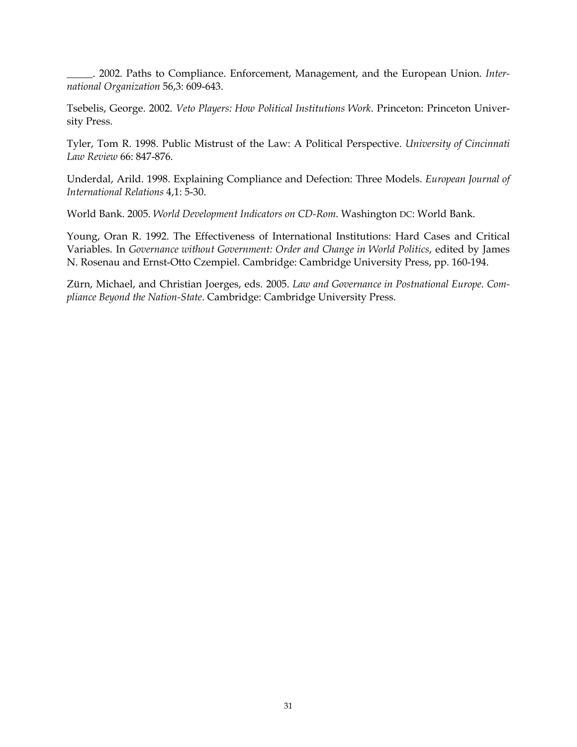_____. 2002. Paths to Compliance. Enforcement, Management, and the European Union. *International Organization* 56,3: 609-643.

Tsebelis, George. 2002. *Veto Players: How Political Institutions Work*. Princeton: Princeton University Press.

Tyler, Tom R. 1998. Public Mistrust of the Law: A Political Perspective. *University of Cincinnati Law Review* 66: 847-876.

Underdal, Arild. 1998. Explaining Compliance and Defection: Three Models. *European Journal of International Relations* 4,1: 5-30.

World Bank. 2005. *World Development Indicators on CD-Rom*. Washington DC: World Bank.

Young, Oran R. 1992. The Effectiveness of International Institutions: Hard Cases and Critical Variables. In *Governance without Government: Order and Change in World Politics*, edited by James N. Rosenau and Ernst-Otto Czempiel. Cambridge: Cambridge University Press, pp. 160-194.

Zürn, Michael, and Christian Joerges, eds. 2005. *Law and Governance in Postnational Europe. Compliance Beyond the Nation-State*. Cambridge: Cambridge University Press.